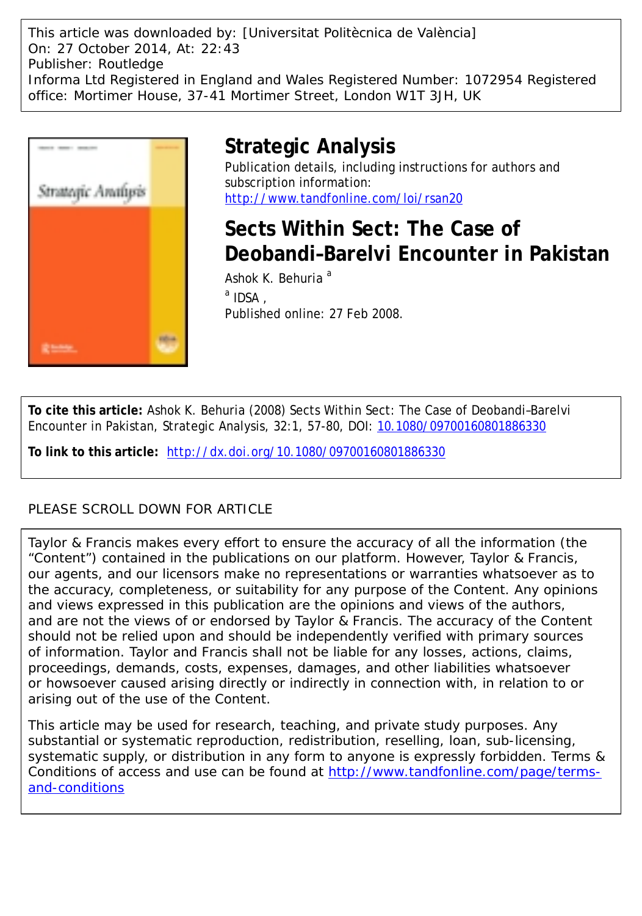This article was downloaded by: [Universitat Politècnica de València]
On: 27 October 2014, At: 22:43
Publisher: Routledge
Informa Ltd Registered in England and Wales Registered Number: 1072954 Registered office: Mortimer House, 37-41 Mortimer Street, London W1T 3JH, UK

# Strategic Analysis

Publication details, including instructions for authors and subscription information:
http://www.tandfonline.com/loi/rsan20

## Sects Within Sect: The Case of Deobandi–Barelvi Encounter in Pakistan

Ashok K. Behuria [a]

[a] IDSA ,
Published online: 27 Feb 2008.

**To cite this article:** Ashok K. Behuria (2008) Sects Within Sect: The Case of Deobandi–Barelvi Encounter in Pakistan, Strategic Analysis, 32:1, 57-80, DOI: 10.1080/09700160801886330

**To link to this article:** http://dx.doi.org/10.1080/09700160801886330

PLEASE SCROLL DOWN FOR ARTICLE

Taylor & Francis makes every effort to ensure the accuracy of all the information (the "Content") contained in the publications on our platform. However, Taylor & Francis, our agents, and our licensors make no representations or warranties whatsoever as to the accuracy, completeness, or suitability for any purpose of the Content. Any opinions and views expressed in this publication are the opinions and views of the authors, and are not the views of or endorsed by Taylor & Francis. The accuracy of the Content should not be relied upon and should be independently verified with primary sources of information. Taylor and Francis shall not be liable for any losses, actions, claims, proceedings, demands, costs, expenses, damages, and other liabilities whatsoever or howsoever caused arising directly or indirectly in connection with, in relation to or arising out of the use of the Content.

This article may be used for research, teaching, and private study purposes. Any substantial or systematic reproduction, redistribution, reselling, loan, sub-licensing, systematic supply, or distribution in any form to anyone is expressly forbidden. Terms & Conditions of access and use can be found at http://www.tandfonline.com/page/terms-and-conditions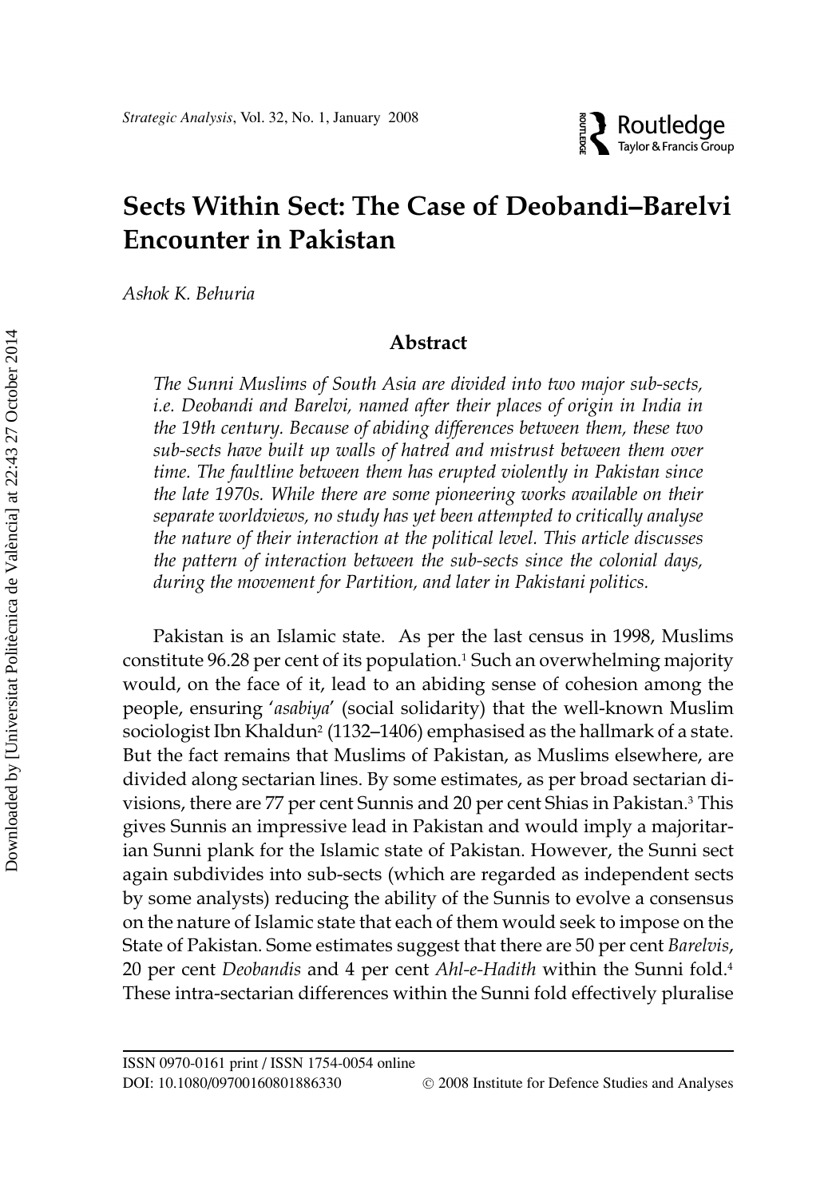# Sects Within Sect: The Case of Deobandi–Barelvi Encounter in Pakistan

*Ashok K. Behuria*

## Abstract

*The Sunni Muslims of South Asia are divided into two major sub-sects, i.e. Deobandi and Barelvi, named after their places of origin in India in the 19th century. Because of abiding differences between them, these two sub-sects have built up walls of hatred and mistrust between them over time. The faultline between them has erupted violently in Pakistan since the late 1970s. While there are some pioneering works available on their separate worldviews, no study has yet been attempted to critically analyse the nature of their interaction at the political level. This article discusses the pattern of interaction between the sub-sects since the colonial days, during the movement for Partition, and later in Pakistani politics.*

Pakistan is an Islamic state. As per the last census in 1998, Muslims constitute 96.28 per cent of its population.[1] Such an overwhelming majority would, on the face of it, lead to an abiding sense of cohesion among the people, ensuring '*asabiya*' (social solidarity) that the well-known Muslim sociologist Ibn Khaldun[2] (1132–1406) emphasised as the hallmark of a state. But the fact remains that Muslims of Pakistan, as Muslims elsewhere, are divided along sectarian lines. By some estimates, as per broad sectarian divisions, there are 77 per cent Sunnis and 20 per cent Shias in Pakistan.[3] This gives Sunnis an impressive lead in Pakistan and would imply a majoritarian Sunni plank for the Islamic state of Pakistan. However, the Sunni sect again subdivides into sub-sects (which are regarded as independent sects by some analysts) reducing the ability of the Sunnis to evolve a consensus on the nature of Islamic state that each of them would seek to impose on the State of Pakistan. Some estimates suggest that there are 50 per cent *Barelvis*, 20 per cent *Deobandis* and 4 per cent *Ahl-e-Hadith* within the Sunni fold.[4] These intra-sectarian differences within the Sunni fold effectively pluralise

ISSN 0970-0161 print / ISSN 1754-0054 online
DOI: 10.1080/09700160801886330 © 2008 Institute for Defence Studies and Analyses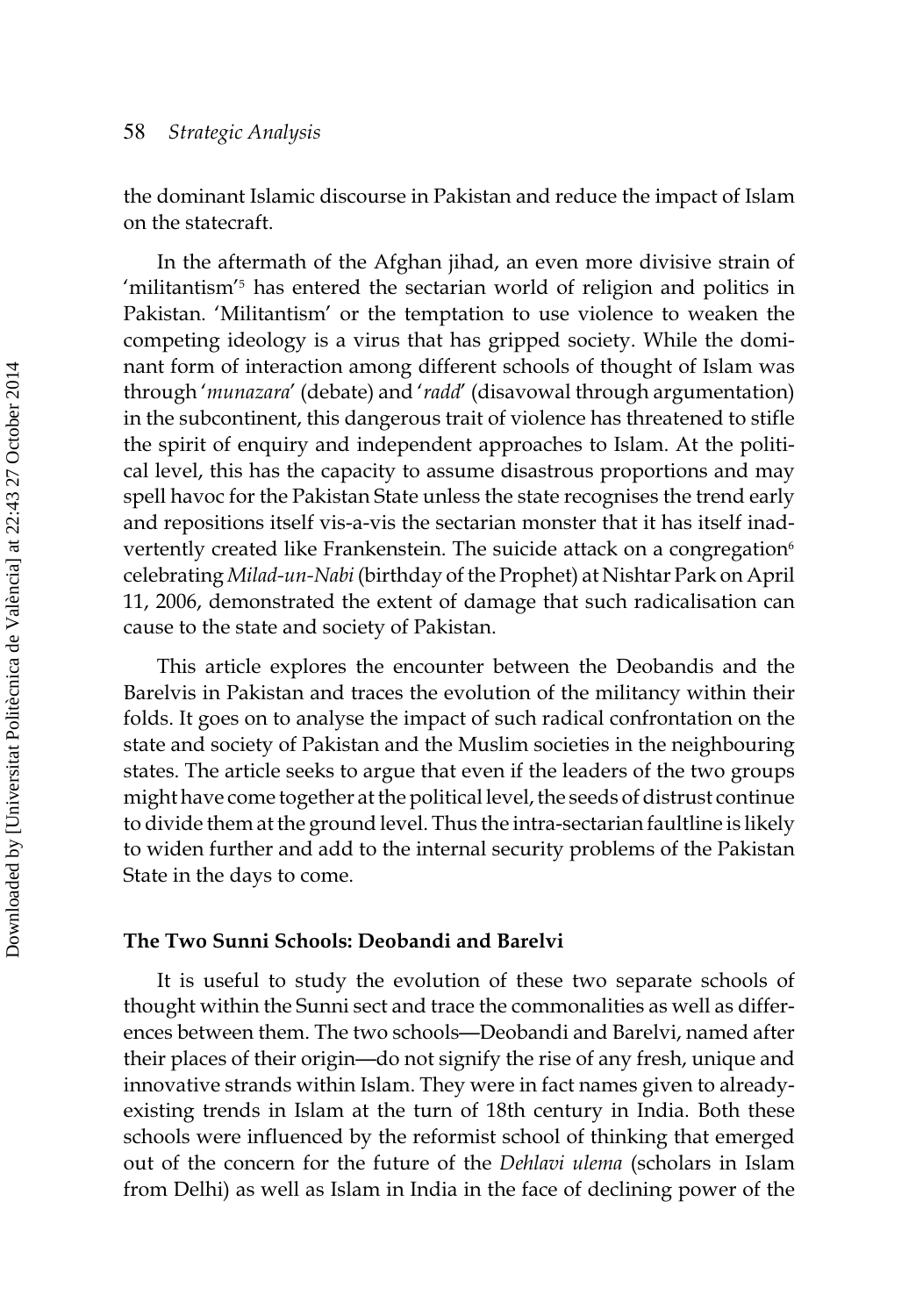the dominant Islamic discourse in Pakistan and reduce the impact of Islam on the statecraft.

In the aftermath of the Afghan jihad, an even more divisive strain of 'militantism'[5] has entered the sectarian world of religion and politics in Pakistan. 'Militantism' or the temptation to use violence to weaken the competing ideology is a virus that has gripped society. While the dominant form of interaction among different schools of thought of Islam was through '*munazara*' (debate) and '*radd*' (disavowal through argumentation) in the subcontinent, this dangerous trait of violence has threatened to stifle the spirit of enquiry and independent approaches to Islam. At the political level, this has the capacity to assume disastrous proportions and may spell havoc for the Pakistan State unless the state recognises the trend early and repositions itself vis-a-vis the sectarian monster that it has itself inadvertently created like Frankenstein. The suicide attack on a congregation[6] celebrating *Milad-un-Nabi* (birthday of the Prophet) at Nishtar Park on April 11, 2006, demonstrated the extent of damage that such radicalisation can cause to the state and society of Pakistan.

This article explores the encounter between the Deobandis and the Barelvis in Pakistan and traces the evolution of the militancy within their folds. It goes on to analyse the impact of such radical confrontation on the state and society of Pakistan and the Muslim societies in the neighbouring states. The article seeks to argue that even if the leaders of the two groups might have come together at the political level, the seeds of distrust continue to divide them at the ground level. Thus the intra-sectarian faultline is likely to widen further and add to the internal security problems of the Pakistan State in the days to come.

## The Two Sunni Schools: Deobandi and Barelvi

It is useful to study the evolution of these two separate schools of thought within the Sunni sect and trace the commonalities as well as differences between them. The two schools—Deobandi and Barelvi, named after their places of their origin—do not signify the rise of any fresh, unique and innovative strands within Islam. They were in fact names given to already-existing trends in Islam at the turn of 18th century in India. Both these schools were influenced by the reformist school of thinking that emerged out of the concern for the future of the *Dehlavi ulema* (scholars in Islam from Delhi) as well as Islam in India in the face of declining power of the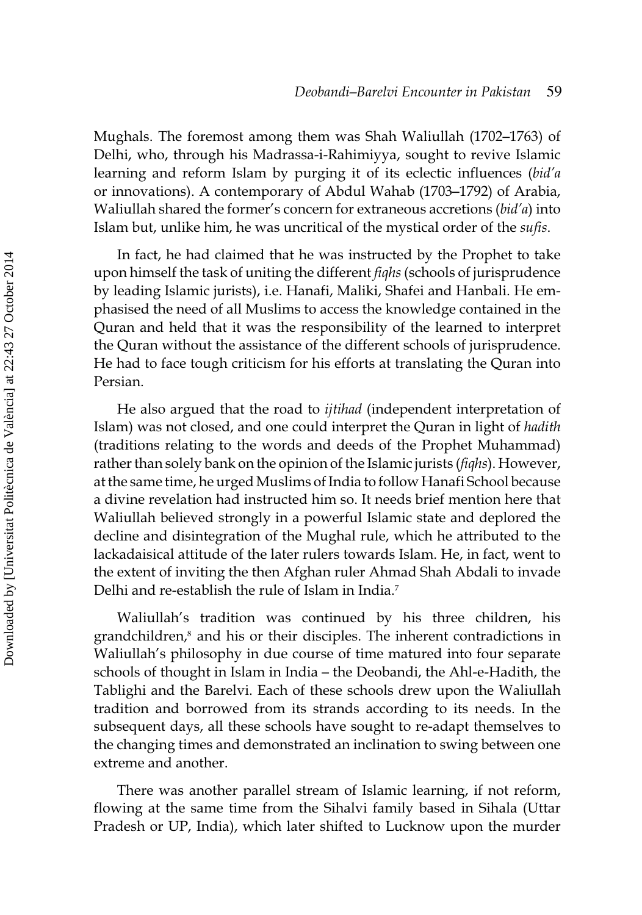Mughals. The foremost among them was Shah Waliullah (1702–1763) of Delhi, who, through his Madrassa-i-Rahimiyya, sought to revive Islamic learning and reform Islam by purging it of its eclectic influences (*bid'a* or innovations). A contemporary of Abdul Wahab (1703–1792) of Arabia, Waliullah shared the former's concern for extraneous accretions (*bid'a*) into Islam but, unlike him, he was uncritical of the mystical order of the *sufis*.

In fact, he had claimed that he was instructed by the Prophet to take upon himself the task of uniting the different *fiqhs* (schools of jurisprudence by leading Islamic jurists), i.e. Hanafi, Maliki, Shafei and Hanbali. He emphasised the need of all Muslims to access the knowledge contained in the Quran and held that it was the responsibility of the learned to interpret the Quran without the assistance of the different schools of jurisprudence. He had to face tough criticism for his efforts at translating the Quran into Persian.

He also argued that the road to *ijtihad* (independent interpretation of Islam) was not closed, and one could interpret the Quran in light of *hadith* (traditions relating to the words and deeds of the Prophet Muhammad) rather than solely bank on the opinion of the Islamic jurists (*fiqhs*). However, at the same time, he urged Muslims of India to follow Hanafi School because a divine revelation had instructed him so. It needs brief mention here that Waliullah believed strongly in a powerful Islamic state and deplored the decline and disintegration of the Mughal rule, which he attributed to the lackadaisical attitude of the later rulers towards Islam. He, in fact, went to the extent of inviting the then Afghan ruler Ahmad Shah Abdali to invade Delhi and re-establish the rule of Islam in India.[7]

Waliullah's tradition was continued by his three children, his grandchildren,[8] and his or their disciples. The inherent contradictions in Waliullah's philosophy in due course of time matured into four separate schools of thought in Islam in India – the Deobandi, the Ahl-e-Hadith, the Tablighi and the Barelvi. Each of these schools drew upon the Waliullah tradition and borrowed from its strands according to its needs. In the subsequent days, all these schools have sought to re-adapt themselves to the changing times and demonstrated an inclination to swing between one extreme and another.

There was another parallel stream of Islamic learning, if not reform, flowing at the same time from the Sihalvi family based in Sihala (Uttar Pradesh or UP, India), which later shifted to Lucknow upon the murder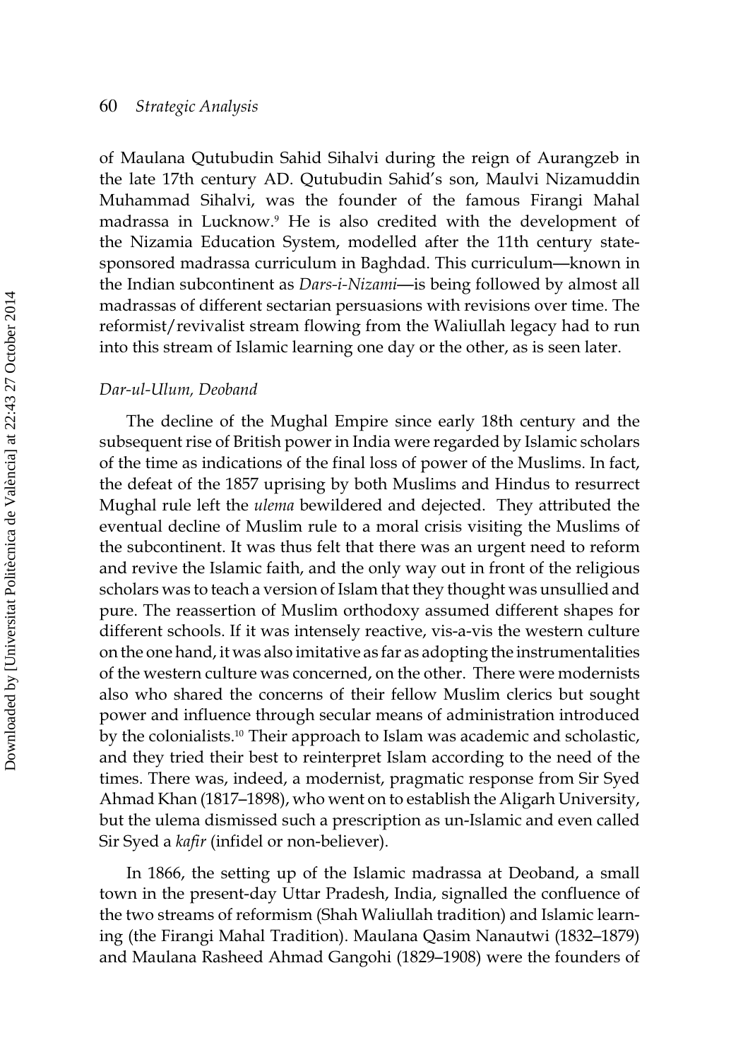of Maulana Qutubudin Sahid Sihalvi during the reign of Aurangzeb in the late 17th century AD. Qutubudin Sahid's son, Maulvi Nizamuddin Muhammad Sihalvi, was the founder of the famous Firangi Mahal madrassa in Lucknow.[9] He is also credited with the development of the Nizamia Education System, modelled after the 11th century state-sponsored madrassa curriculum in Baghdad. This curriculum—known in the Indian subcontinent as *Dars-i-Nizami*—is being followed by almost all madrassas of different sectarian persuasions with revisions over time. The reformist/revivalist stream flowing from the Waliullah legacy had to run into this stream of Islamic learning one day or the other, as is seen later.

*Dar-ul-Ulum, Deoband*

The decline of the Mughal Empire since early 18th century and the subsequent rise of British power in India were regarded by Islamic scholars of the time as indications of the final loss of power of the Muslims. In fact, the defeat of the 1857 uprising by both Muslims and Hindus to resurrect Mughal rule left the *ulema* bewildered and dejected. They attributed the eventual decline of Muslim rule to a moral crisis visiting the Muslims of the subcontinent. It was thus felt that there was an urgent need to reform and revive the Islamic faith, and the only way out in front of the religious scholars was to teach a version of Islam that they thought was unsullied and pure. The reassertion of Muslim orthodoxy assumed different shapes for different schools. If it was intensely reactive, vis-a-vis the western culture on the one hand, it was also imitative as far as adopting the instrumentalities of the western culture was concerned, on the other. There were modernists also who shared the concerns of their fellow Muslim clerics but sought power and influence through secular means of administration introduced by the colonialists.[10] Their approach to Islam was academic and scholastic, and they tried their best to reinterpret Islam according to the need of the times. There was, indeed, a modernist, pragmatic response from Sir Syed Ahmad Khan (1817–1898), who went on to establish the Aligarh University, but the ulema dismissed such a prescription as un-Islamic and even called Sir Syed a *kafir* (infidel or non-believer).

In 1866, the setting up of the Islamic madrassa at Deoband, a small town in the present-day Uttar Pradesh, India, signalled the confluence of the two streams of reformism (Shah Waliullah tradition) and Islamic learning (the Firangi Mahal Tradition). Maulana Qasim Nanautwi (1832–1879) and Maulana Rasheed Ahmad Gangohi (1829–1908) were the founders of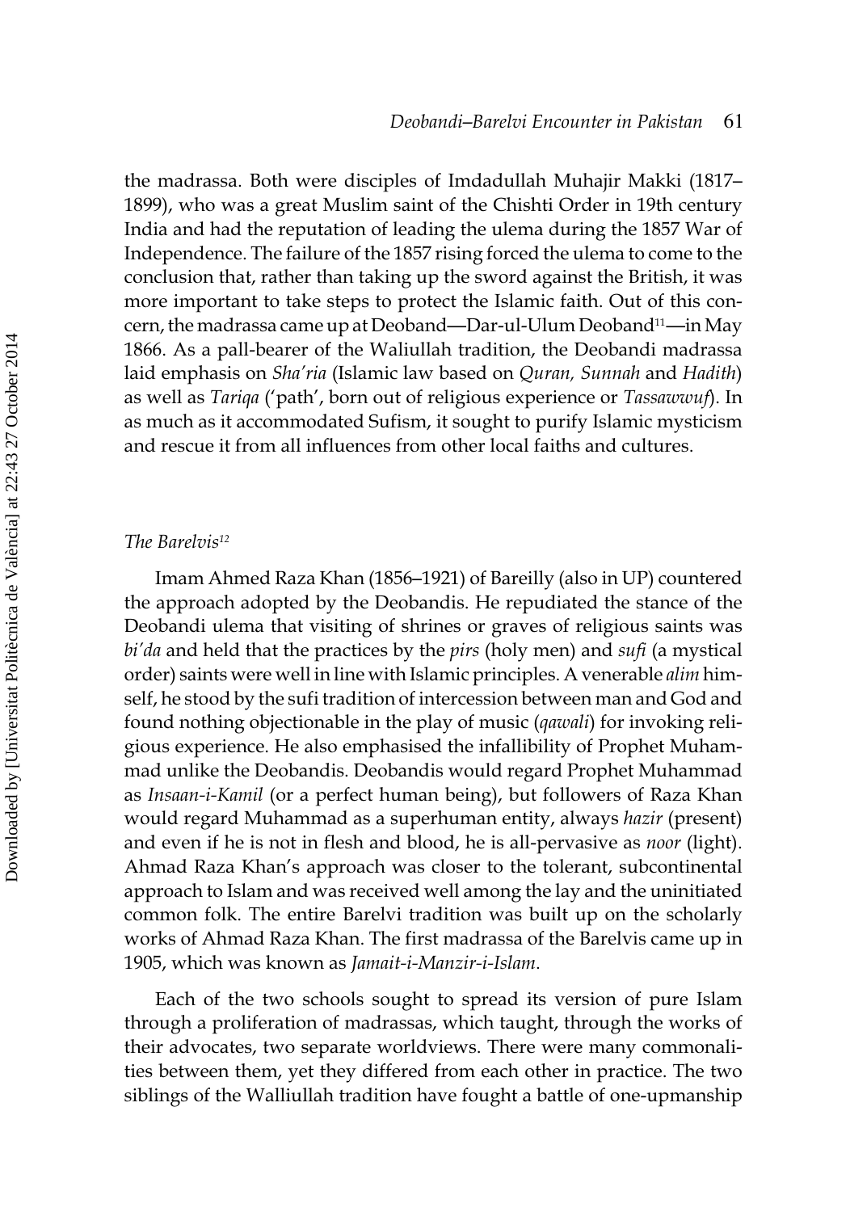the madrassa. Both were disciples of Imdadullah Muhajir Makki (1817–1899), who was a great Muslim saint of the Chishti Order in 19th century India and had the reputation of leading the ulema during the 1857 War of Independence. The failure of the 1857 rising forced the ulema to come to the conclusion that, rather than taking up the sword against the British, it was more important to take steps to protect the Islamic faith. Out of this concern, the madrassa came up at Deoband—Dar-ul-Ulum Deoband[11]—in May 1866. As a pall-bearer of the Waliullah tradition, the Deobandi madrassa laid emphasis on *Sha'ria* (Islamic law based on *Quran, Sunnah* and *Hadith*) as well as *Tariqa* ('path', born out of religious experience or *Tassawwuf*). In as much as it accommodated Sufism, it sought to purify Islamic mysticism and rescue it from all influences from other local faiths and cultures.

### *The Barelvis*[12]

Imam Ahmed Raza Khan (1856–1921) of Bareilly (also in UP) countered the approach adopted by the Deobandis. He repudiated the stance of the Deobandi ulema that visiting of shrines or graves of religious saints was *bi'da* and held that the practices by the *pirs* (holy men) and *sufi* (a mystical order) saints were well in line with Islamic principles. A venerable *alim* himself, he stood by the sufi tradition of intercession between man and God and found nothing objectionable in the play of music (*qawali*) for invoking religious experience. He also emphasised the infallibility of Prophet Muhammad unlike the Deobandis. Deobandis would regard Prophet Muhammad as *Insaan-i-Kamil* (or a perfect human being), but followers of Raza Khan would regard Muhammad as a superhuman entity, always *hazir* (present) and even if he is not in flesh and blood, he is all-pervasive as *noor* (light). Ahmad Raza Khan's approach was closer to the tolerant, subcontinental approach to Islam and was received well among the lay and the uninitiated common folk. The entire Barelvi tradition was built up on the scholarly works of Ahmad Raza Khan. The first madrassa of the Barelvis came up in 1905, which was known as *Jamait-i-Manzir-i-Islam*.

Each of the two schools sought to spread its version of pure Islam through a proliferation of madrassas, which taught, through the works of their advocates, two separate worldviews. There were many commonalities between them, yet they differed from each other in practice. The two siblings of the Walliullah tradition have fought a battle of one-upmanship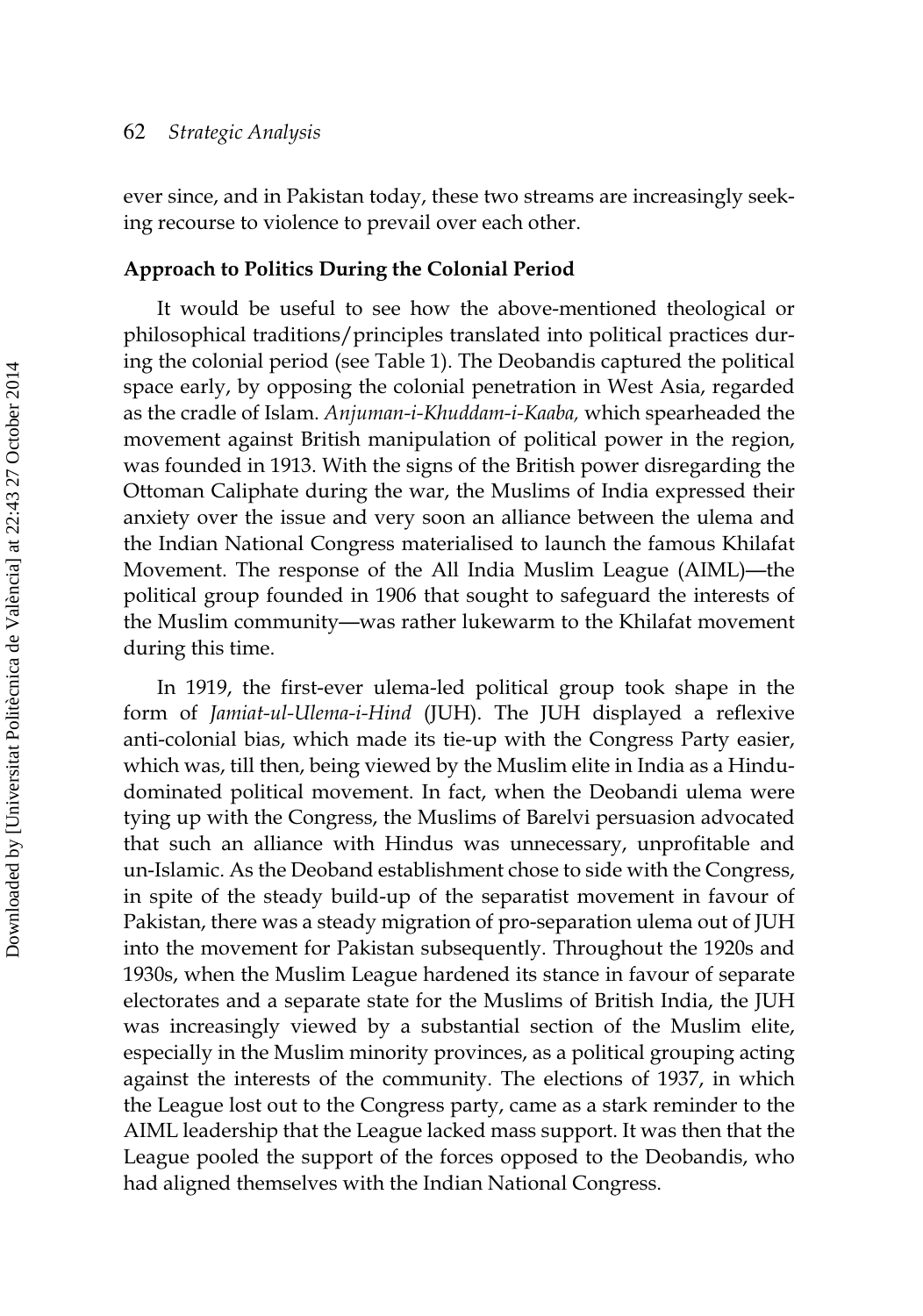ever since, and in Pakistan today, these two streams are increasingly seeking recourse to violence to prevail over each other.

**Approach to Politics During the Colonial Period**

It would be useful to see how the above-mentioned theological or philosophical traditions/principles translated into political practices during the colonial period (see Table 1). The Deobandis captured the political space early, by opposing the colonial penetration in West Asia, regarded as the cradle of Islam. *Anjuman-i-Khuddam-i-Kaaba,* which spearheaded the movement against British manipulation of political power in the region, was founded in 1913. With the signs of the British power disregarding the Ottoman Caliphate during the war, the Muslims of India expressed their anxiety over the issue and very soon an alliance between the ulema and the Indian National Congress materialised to launch the famous Khilafat Movement. The response of the All India Muslim League (AIML)—the political group founded in 1906 that sought to safeguard the interests of the Muslim community—was rather lukewarm to the Khilafat movement during this time.

In 1919, the first-ever ulema-led political group took shape in the form of *Jamiat-ul-Ulema-i-Hind* (JUH). The JUH displayed a reflexive anti-colonial bias, which made its tie-up with the Congress Party easier, which was, till then, being viewed by the Muslim elite in India as a Hindu-dominated political movement. In fact, when the Deobandi ulema were tying up with the Congress, the Muslims of Barelvi persuasion advocated that such an alliance with Hindus was unnecessary, unprofitable and un-Islamic. As the Deoband establishment chose to side with the Congress, in spite of the steady build-up of the separatist movement in favour of Pakistan, there was a steady migration of pro-separation ulema out of JUH into the movement for Pakistan subsequently. Throughout the 1920s and 1930s, when the Muslim League hardened its stance in favour of separate electorates and a separate state for the Muslims of British India, the JUH was increasingly viewed by a substantial section of the Muslim elite, especially in the Muslim minority provinces, as a political grouping acting against the interests of the community. The elections of 1937, in which the League lost out to the Congress party, came as a stark reminder to the AIML leadership that the League lacked mass support. It was then that the League pooled the support of the forces opposed to the Deobandis, who had aligned themselves with the Indian National Congress.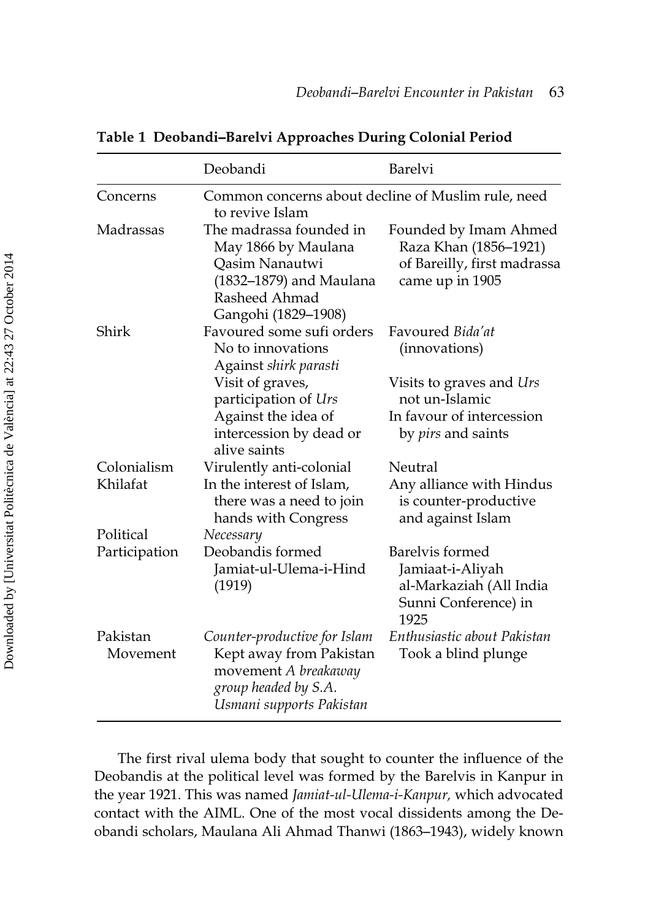**Table 1 Deobandi–Barelvi Approaches During Colonial Period**

| | Deobandi | Barelvi |
|---|---|---|
| Concerns | Common concerns about decline of Muslim rule, need to revive Islam | |
| Madrassas | The madrassa founded in May 1866 by Maulana Qasim Nanautwi (1832–1879) and Maulana Rasheed Ahmad Gangohi (1829–1908) | Founded by Imam Ahmed Raza Khan (1856–1921) of Bareilly, first madrassa came up in 1905 |
| Shirk | Favoured some sufi orders No to innovations Against *shirk parasti* | Favoured *Bida'at* (innovations) |
| | Visit of graves, participation of *Urs* | Visits to graves and *Urs* not un-Islamic |
| | Against the idea of intercession by dead or alive saints | In favour of intercession by *pirs* and saints |
| Colonialism | Virulently anti-colonial | Neutral |
| Khilafat | In the interest of Islam, there was a need to join hands with Congress | Any alliance with Hindus is counter-productive and against Islam |
| Political Participation | *Necessary* Deobandis formed Jamiat-ul-Ulema-i-Hind (1919) | Barelvis formed Jamiaat-i-Aliyah al-Markaziah (All India Sunni Conference) in 1925 |
| Pakistan Movement | *Counter-productive for Islam* Kept away from Pakistan movement *A breakaway group headed by S.A. Usmani supports Pakistan* | *Enthusiastic about Pakistan* Took a blind plunge |

The first rival ulema body that sought to counter the influence of the Deobandis at the political level was formed by the Barelvis in Kanpur in the year 1921. This was named *Jamiat-ul-Ulema-i-Kanpur,* which advocated contact with the AIML. One of the most vocal dissidents among the Deobandi scholars, Maulana Ali Ahmad Thanwi (1863–1943), widely known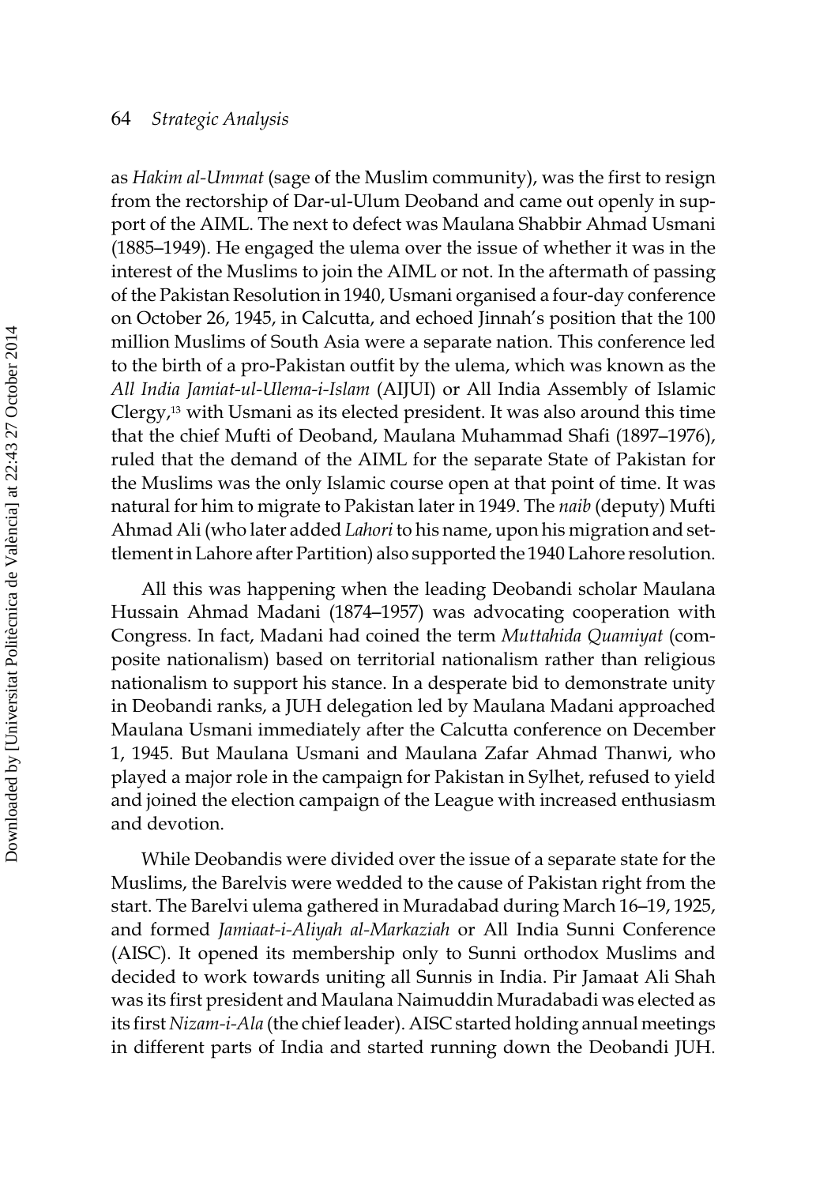as *Hakim al-Ummat* (sage of the Muslim community), was the first to resign from the rectorship of Dar-ul-Ulum Deoband and came out openly in support of the AIML. The next to defect was Maulana Shabbir Ahmad Usmani (1885–1949). He engaged the ulema over the issue of whether it was in the interest of the Muslims to join the AIML or not. In the aftermath of passing of the Pakistan Resolution in 1940, Usmani organised a four-day conference on October 26, 1945, in Calcutta, and echoed Jinnah's position that the 100 million Muslims of South Asia were a separate nation. This conference led to the birth of a pro-Pakistan outfit by the ulema, which was known as the *All India Jamiat-ul-Ulema-i-Islam* (AIJUI) or All India Assembly of Islamic Clergy,[13] with Usmani as its elected president. It was also around this time that the chief Mufti of Deoband, Maulana Muhammad Shafi (1897–1976), ruled that the demand of the AIML for the separate State of Pakistan for the Muslims was the only Islamic course open at that point of time. It was natural for him to migrate to Pakistan later in 1949. The *naib* (deputy) Mufti Ahmad Ali (who later added *Lahori* to his name, upon his migration and settlement in Lahore after Partition) also supported the 1940 Lahore resolution.

All this was happening when the leading Deobandi scholar Maulana Hussain Ahmad Madani (1874–1957) was advocating cooperation with Congress. In fact, Madani had coined the term *Muttahida Quamiyat* (composite nationalism) based on territorial nationalism rather than religious nationalism to support his stance. In a desperate bid to demonstrate unity in Deobandi ranks, a JUH delegation led by Maulana Madani approached Maulana Usmani immediately after the Calcutta conference on December 1, 1945. But Maulana Usmani and Maulana Zafar Ahmad Thanwi, who played a major role in the campaign for Pakistan in Sylhet, refused to yield and joined the election campaign of the League with increased enthusiasm and devotion.

While Deobandis were divided over the issue of a separate state for the Muslims, the Barelvis were wedded to the cause of Pakistan right from the start. The Barelvi ulema gathered in Muradabad during March 16–19, 1925, and formed *Jamiaat-i-Aliyah al-Markaziah* or All India Sunni Conference (AISC). It opened its membership only to Sunni orthodox Muslims and decided to work towards uniting all Sunnis in India. Pir Jamaat Ali Shah was its first president and Maulana Naimuddin Muradabadi was elected as its first *Nizam-i-Ala* (the chief leader). AISC started holding annual meetings in different parts of India and started running down the Deobandi JUH.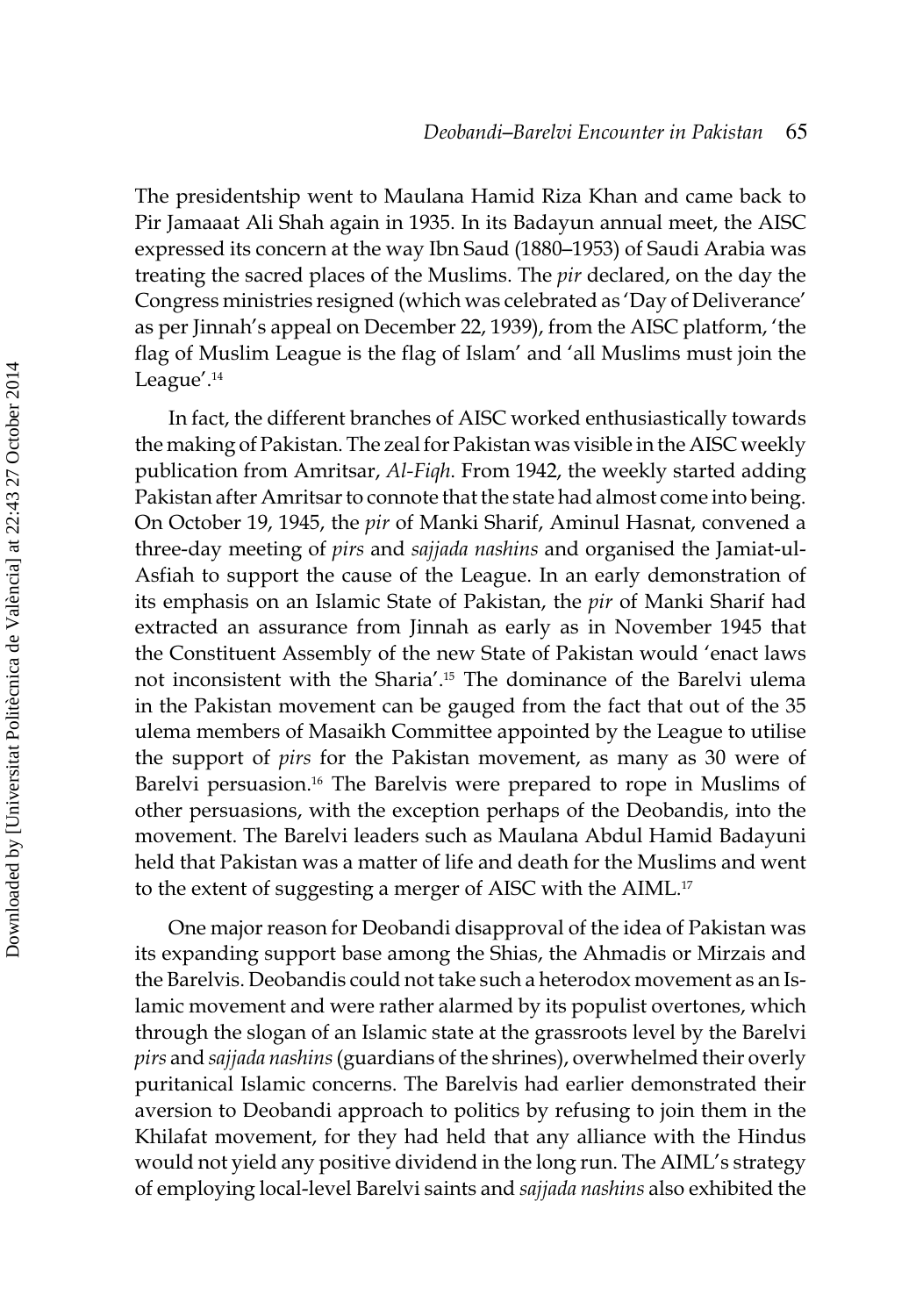The presidentship went to Maulana Hamid Riza Khan and came back to Pir Jamaaat Ali Shah again in 1935. In its Badayun annual meet, the AISC expressed its concern at the way Ibn Saud (1880–1953) of Saudi Arabia was treating the sacred places of the Muslims. The *pir* declared, on the day the Congress ministries resigned (which was celebrated as 'Day of Deliverance' as per Jinnah's appeal on December 22, 1939), from the AISC platform, 'the flag of Muslim League is the flag of Islam' and 'all Muslims must join the League'.[14]

In fact, the different branches of AISC worked enthusiastically towards the making of Pakistan. The zeal for Pakistan was visible in the AISC weekly publication from Amritsar, *Al-Fiqh*. From 1942, the weekly started adding Pakistan after Amritsar to connote that the state had almost come into being. On October 19, 1945, the *pir* of Manki Sharif, Aminul Hasnat, convened a three-day meeting of *pirs* and *sajjada nashins* and organised the Jamiat-ul-Asfiah to support the cause of the League. In an early demonstration of its emphasis on an Islamic State of Pakistan, the *pir* of Manki Sharif had extracted an assurance from Jinnah as early as in November 1945 that the Constituent Assembly of the new State of Pakistan would 'enact laws not inconsistent with the Sharia'.[15] The dominance of the Barelvi ulema in the Pakistan movement can be gauged from the fact that out of the 35 ulema members of Masaikh Committee appointed by the League to utilise the support of *pirs* for the Pakistan movement, as many as 30 were of Barelvi persuasion.[16] The Barelvis were prepared to rope in Muslims of other persuasions, with the exception perhaps of the Deobandis, into the movement. The Barelvi leaders such as Maulana Abdul Hamid Badayuni held that Pakistan was a matter of life and death for the Muslims and went to the extent of suggesting a merger of AISC with the AIML.[17]

One major reason for Deobandi disapproval of the idea of Pakistan was its expanding support base among the Shias, the Ahmadis or Mirzais and the Barelvis. Deobandis could not take such a heterodox movement as an Islamic movement and were rather alarmed by its populist overtones, which through the slogan of an Islamic state at the grassroots level by the Barelvi *pirs* and *sajjada nashins* (guardians of the shrines), overwhelmed their overly puritanical Islamic concerns. The Barelvis had earlier demonstrated their aversion to Deobandi approach to politics by refusing to join them in the Khilafat movement, for they had held that any alliance with the Hindus would not yield any positive dividend in the long run. The AIML's strategy of employing local-level Barelvi saints and *sajjada nashins* also exhibited the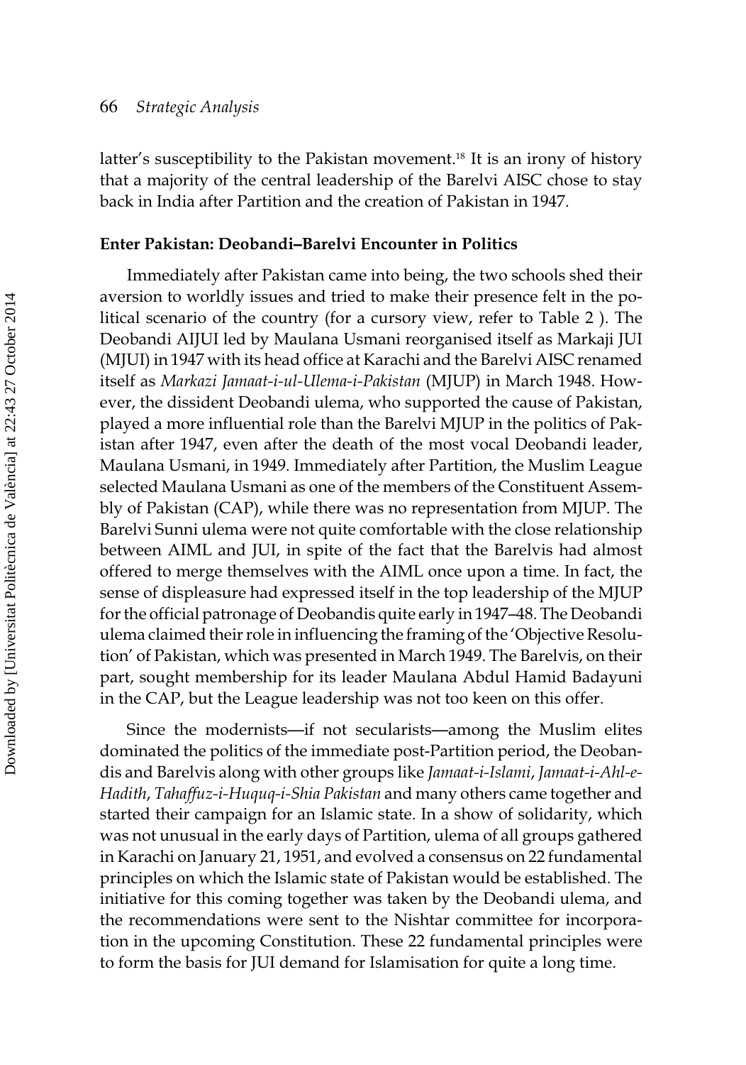latter's susceptibility to the Pakistan movement.[18] It is an irony of history that a majority of the central leadership of the Barelvi AISC chose to stay back in India after Partition and the creation of Pakistan in 1947.

**Enter Pakistan: Deobandi–Barelvi Encounter in Politics**

Immediately after Pakistan came into being, the two schools shed their aversion to worldly issues and tried to make their presence felt in the political scenario of the country (for a cursory view, refer to Table 2 ). The Deobandi AIJUI led by Maulana Usmani reorganised itself as Markaji JUI (MJUI) in 1947 with its head office at Karachi and the Barelvi AISC renamed itself as *Markazi Jamaat-i-ul-Ulema-i-Pakistan* (MJUP) in March 1948. However, the dissident Deobandi ulema, who supported the cause of Pakistan, played a more influential role than the Barelvi MJUP in the politics of Pakistan after 1947, even after the death of the most vocal Deobandi leader, Maulana Usmani, in 1949. Immediately after Partition, the Muslim League selected Maulana Usmani as one of the members of the Constituent Assembly of Pakistan (CAP), while there was no representation from MJUP. The Barelvi Sunni ulema were not quite comfortable with the close relationship between AIML and JUI, in spite of the fact that the Barelvis had almost offered to merge themselves with the AIML once upon a time. In fact, the sense of displeasure had expressed itself in the top leadership of the MJUP for the official patronage of Deobandis quite early in 1947–48. The Deobandi ulema claimed their role in influencing the framing of the 'Objective Resolution' of Pakistan, which was presented in March 1949. The Barelvis, on their part, sought membership for its leader Maulana Abdul Hamid Badayuni in the CAP, but the League leadership was not too keen on this offer.

Since the modernists—if not secularists—among the Muslim elites dominated the politics of the immediate post-Partition period, the Deobandis and Barelvis along with other groups like *Jamaat-i-Islami*, *Jamaat-i-Ahl-e-Hadith*, *Tahaffuz-i-Huquq-i-Shia Pakistan* and many others came together and started their campaign for an Islamic state. In a show of solidarity, which was not unusual in the early days of Partition, ulema of all groups gathered in Karachi on January 21, 1951, and evolved a consensus on 22 fundamental principles on which the Islamic state of Pakistan would be established. The initiative for this coming together was taken by the Deobandi ulema, and the recommendations were sent to the Nishtar committee for incorporation in the upcoming Constitution. These 22 fundamental principles were to form the basis for JUI demand for Islamisation for quite a long time.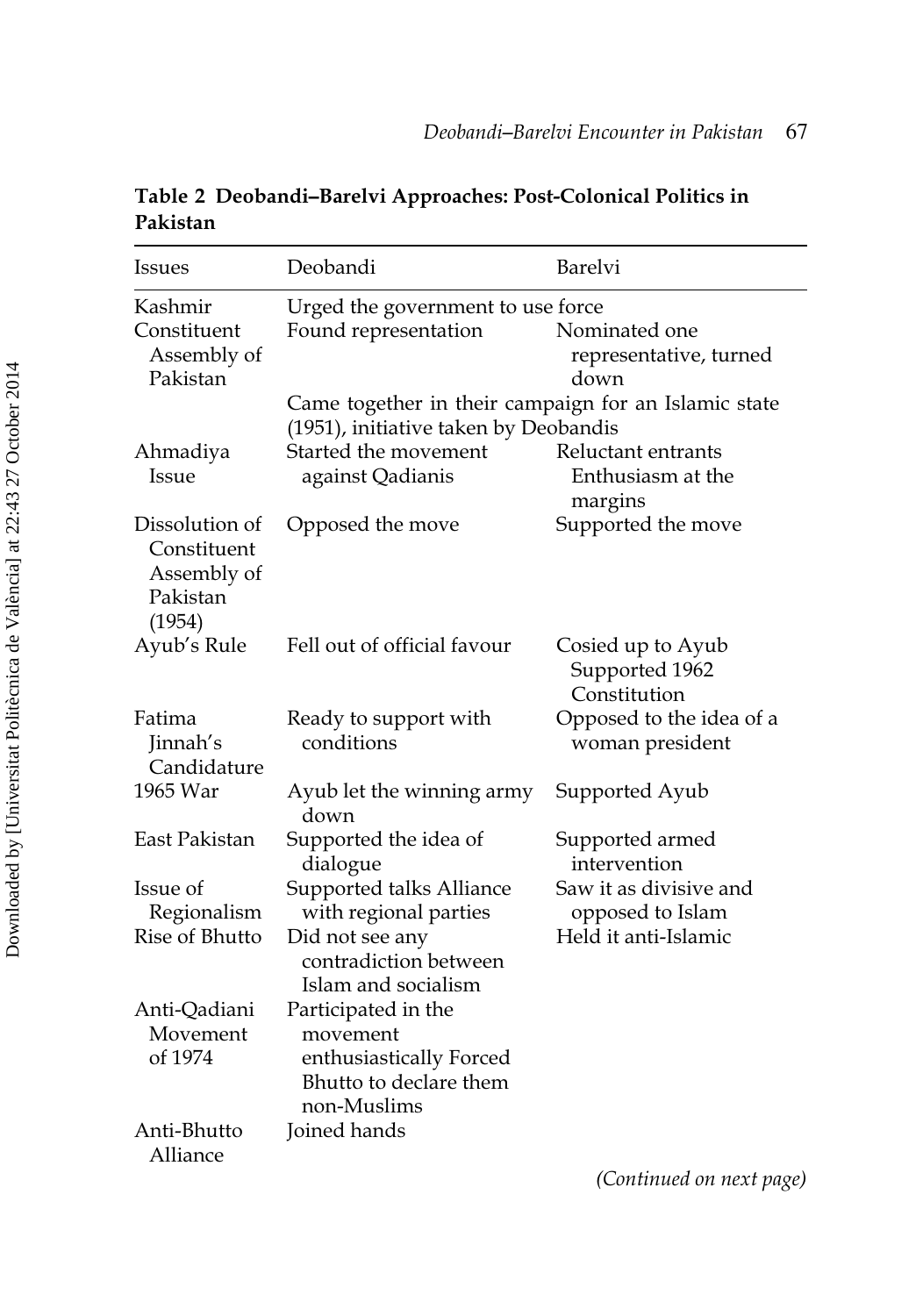**Table 2 Deobandi–Barelvi Approaches: Post-Colonial Politics in Pakistan**

| Issues | Deobandi | Barelvi |
|---|---|---|
| Kashmir | Urged the government to use force | |
| Constituent Assembly of Pakistan | Found representation | Nominated one representative, turned down |
| | Came together in their campaign for an Islamic state (1951), initiative taken by Deobandis | |
| Ahmadiya Issue | Started the movement against Qadianis | Reluctant entrants Enthusiasm at the margins |
| Dissolution of Constituent Assembly of Pakistan (1954) | Opposed the move | Supported the move |
| Ayub's Rule | Fell out of official favour | Cosied up to Ayub Supported 1962 Constitution |
| Fatima Jinnah's Candidature | Ready to support with conditions | Opposed to the idea of a woman president |
| 1965 War | Ayub let the winning army down | Supported Ayub |
| East Pakistan | Supported the idea of dialogue | Supported armed intervention |
| Issue of Regionalism | Supported talks Alliance with regional parties | Saw it as divisive and opposed to Islam |
| Rise of Bhutto | Did not see any contradiction between Islam and socialism | Held it anti-Islamic |
| Anti-Qadiani Movement of 1974 | Participated in the movement enthusiastically Forced Bhutto to declare them non-Muslims | |
| Anti-Bhutto Alliance | Joined hands | |

*(Continued on next page)*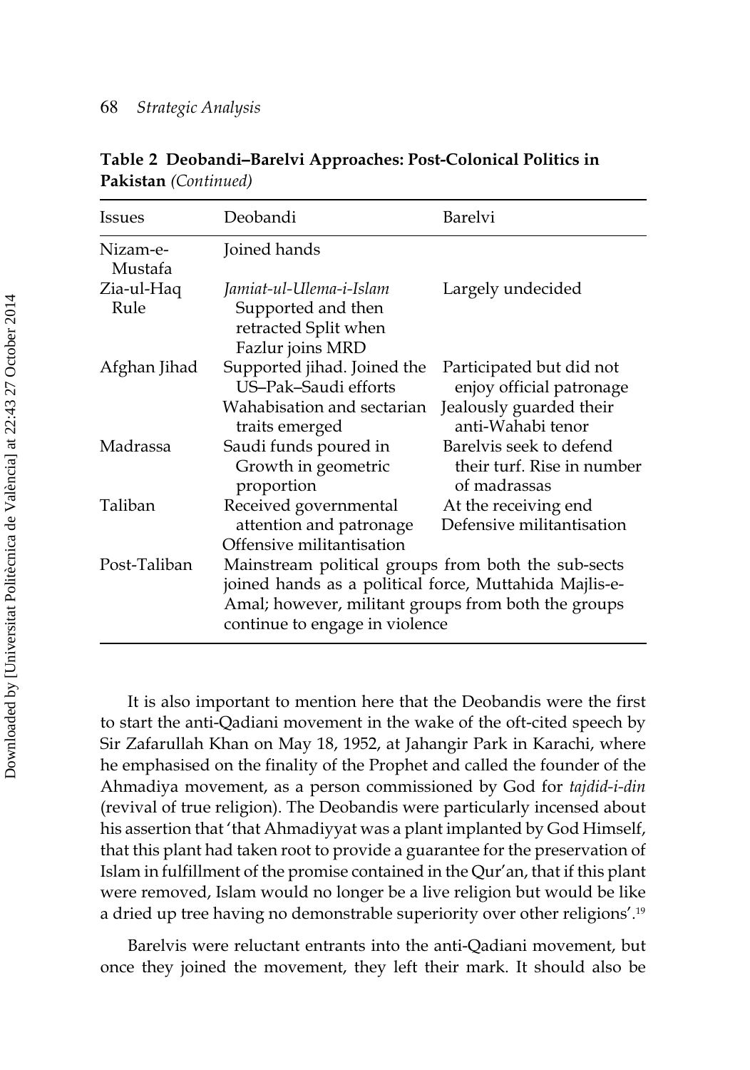**Table 2 Deobandi–Barelvi Approaches: Post-Colonical Politics in Pakistan** *(Continued)*

| Issues | Deobandi | Barelvi |
|---|---|---|
| Nizam-e-Mustafa | Joined hands | |
| Zia-ul-Haq Rule | *Jamiat-ul-Ulema-i-Islam* Supported and then retracted Split when Fazlur joins MRD | Largely undecided |
| Afghan Jihad | Supported jihad. Joined the US–Pak–Saudi efforts<br>Wahabisation and sectarian traits emerged | Participated but did not enjoy official patronage<br>Jealously guarded their anti-Wahabi tenor |
| Madrassa | Saudi funds poured in Growth in geometric proportion | Barelvis seek to defend their turf. Rise in number of madrassas |
| Taliban | Received governmental attention and patronage<br>Offensive militantisation | At the receiving end<br>Defensive militantisation |
| Post-Taliban | Mainstream political groups from both the sub-sects joined hands as a political force, Muttahida Majlis-e-Amal; however, militant groups from both the groups continue to engage in violence | |

It is also important to mention here that the Deobandis were the first to start the anti-Qadiani movement in the wake of the oft-cited speech by Sir Zafarullah Khan on May 18, 1952, at Jahangir Park in Karachi, where he emphasised on the finality of the Prophet and called the founder of the Ahmadiya movement, as a person commissioned by God for *tajdid-i-din* (revival of true religion). The Deobandis were particularly incensed about his assertion that 'that Ahmadiyyat was a plant implanted by God Himself, that this plant had taken root to provide a guarantee for the preservation of Islam in fulfillment of the promise contained in the Qur'an, that if this plant were removed, Islam would no longer be a live religion but would be like a dried up tree having no demonstrable superiority over other religions'.[19]

Barelvis were reluctant entrants into the anti-Qadiani movement, but once they joined the movement, they left their mark. It should also be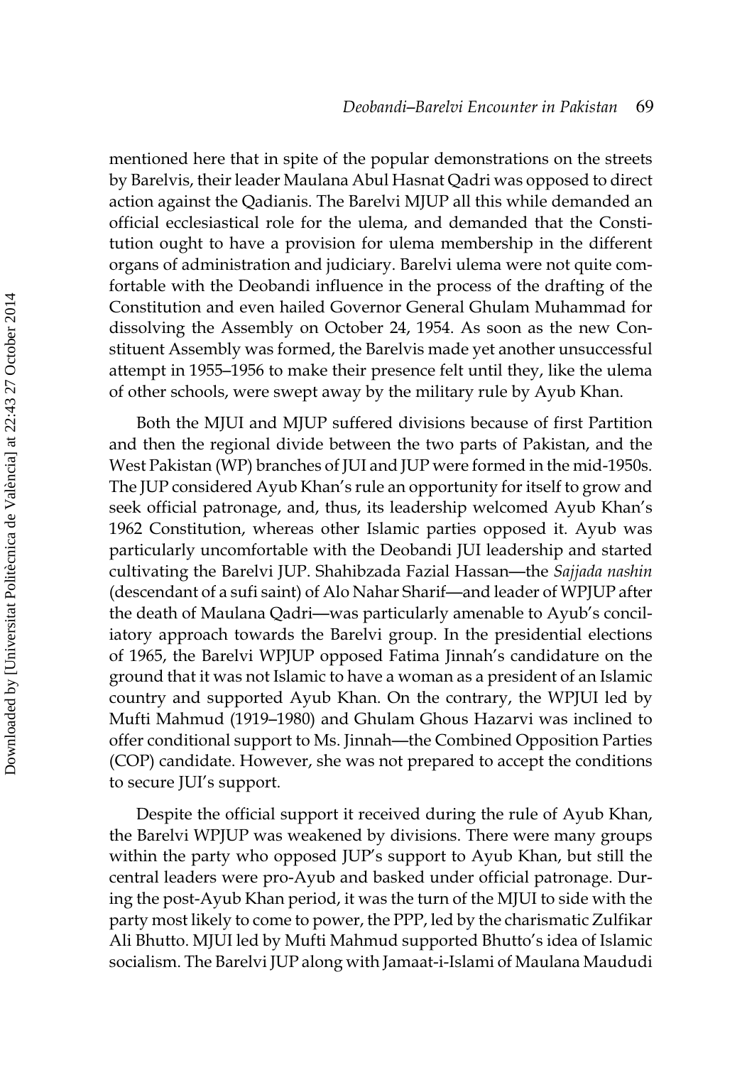mentioned here that in spite of the popular demonstrations on the streets by Barelvis, their leader Maulana Abul Hasnat Qadri was opposed to direct action against the Qadianis. The Barelvi MJUP all this while demanded an official ecclesiastical role for the ulema, and demanded that the Constitution ought to have a provision for ulema membership in the different organs of administration and judiciary. Barelvi ulema were not quite comfortable with the Deobandi influence in the process of the drafting of the Constitution and even hailed Governor General Ghulam Muhammad for dissolving the Assembly on October 24, 1954. As soon as the new Constituent Assembly was formed, the Barelvis made yet another unsuccessful attempt in 1955–1956 to make their presence felt until they, like the ulema of other schools, were swept away by the military rule by Ayub Khan.

Both the MJUI and MJUP suffered divisions because of first Partition and then the regional divide between the two parts of Pakistan, and the West Pakistan (WP) branches of JUI and JUP were formed in the mid-1950s. The JUP considered Ayub Khan's rule an opportunity for itself to grow and seek official patronage, and, thus, its leadership welcomed Ayub Khan's 1962 Constitution, whereas other Islamic parties opposed it. Ayub was particularly uncomfortable with the Deobandi JUI leadership and started cultivating the Barelvi JUP. Shahibzada Fazial Hassan—the *Sajjada nashin* (descendant of a sufi saint) of Alo Nahar Sharif—and leader of WPJUP after the death of Maulana Qadri—was particularly amenable to Ayub's conciliatory approach towards the Barelvi group. In the presidential elections of 1965, the Barelvi WPJUP opposed Fatima Jinnah's candidature on the ground that it was not Islamic to have a woman as a president of an Islamic country and supported Ayub Khan. On the contrary, the WPJUI led by Mufti Mahmud (1919–1980) and Ghulam Ghous Hazarvi was inclined to offer conditional support to Ms. Jinnah—the Combined Opposition Parties (COP) candidate. However, she was not prepared to accept the conditions to secure JUI's support.

Despite the official support it received during the rule of Ayub Khan, the Barelvi WPJUP was weakened by divisions. There were many groups within the party who opposed JUP's support to Ayub Khan, but still the central leaders were pro-Ayub and basked under official patronage. During the post-Ayub Khan period, it was the turn of the MJUI to side with the party most likely to come to power, the PPP, led by the charismatic Zulfikar Ali Bhutto. MJUI led by Mufti Mahmud supported Bhutto's idea of Islamic socialism. The Barelvi JUP along with Jamaat-i-Islami of Maulana Maududi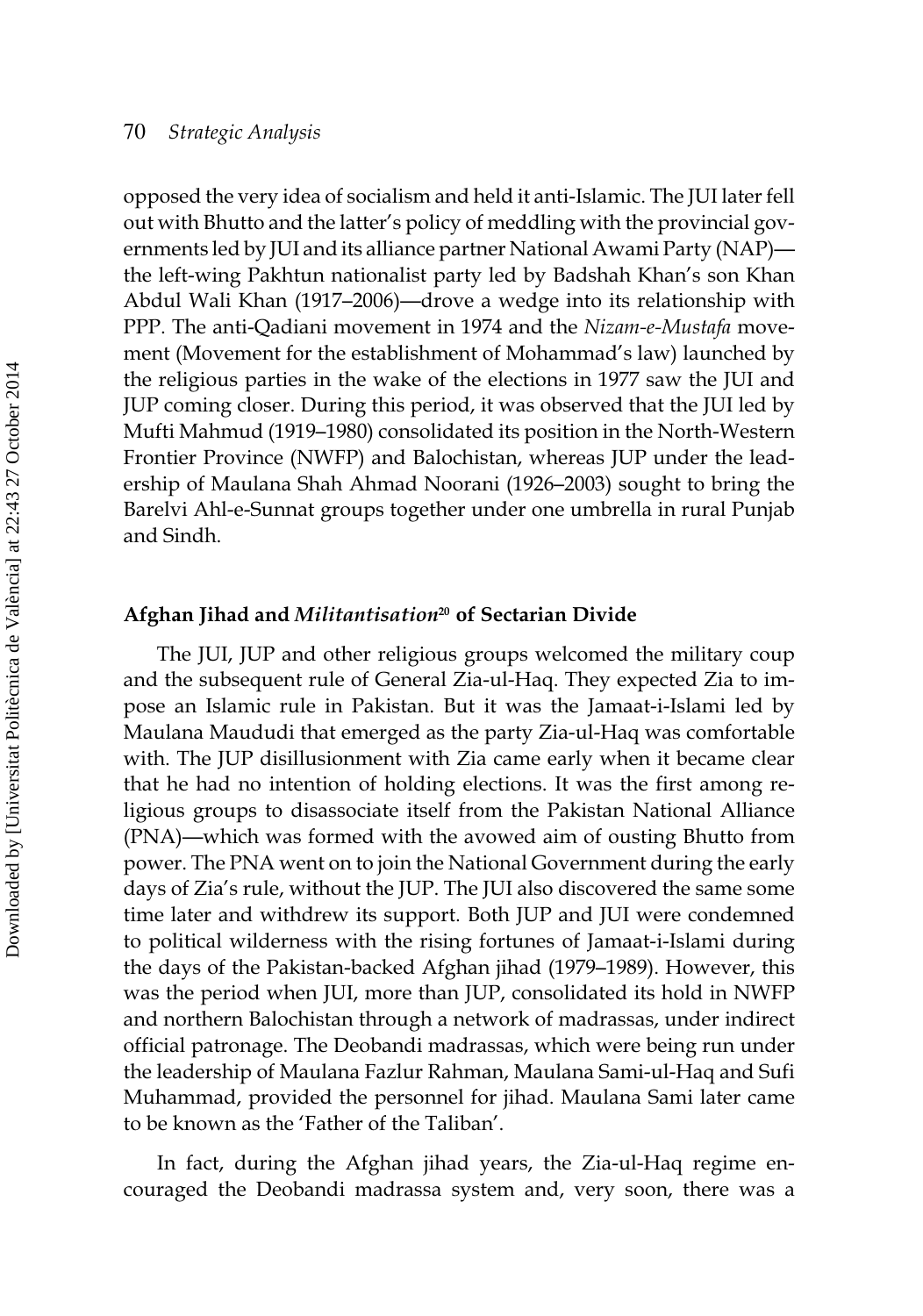opposed the very idea of socialism and held it anti-Islamic. The JUI later fell out with Bhutto and the latter's policy of meddling with the provincial governments led by JUI and its alliance partner National Awami Party (NAP)—the left-wing Pakhtun nationalist party led by Badshah Khan's son Khan Abdul Wali Khan (1917–2006)—drove a wedge into its relationship with PPP. The anti-Qadiani movement in 1974 and the *Nizam-e-Mustafa* movement (Movement for the establishment of Mohammad's law) launched by the religious parties in the wake of the elections in 1977 saw the JUI and JUP coming closer. During this period, it was observed that the JUI led by Mufti Mahmud (1919–1980) consolidated its position in the North-Western Frontier Province (NWFP) and Balochistan, whereas JUP under the leadership of Maulana Shah Ahmad Noorani (1926–2003) sought to bring the Barelvi Ahl-e-Sunnat groups together under one umbrella in rural Punjab and Sindh.

## Afghan Jihad and *Militantisation*[20] of Sectarian Divide

The JUI, JUP and other religious groups welcomed the military coup and the subsequent rule of General Zia-ul-Haq. They expected Zia to impose an Islamic rule in Pakistan. But it was the Jamaat-i-Islami led by Maulana Maududi that emerged as the party Zia-ul-Haq was comfortable with. The JUP disillusionment with Zia came early when it became clear that he had no intention of holding elections. It was the first among religious groups to disassociate itself from the Pakistan National Alliance (PNA)—which was formed with the avowed aim of ousting Bhutto from power. The PNA went on to join the National Government during the early days of Zia's rule, without the JUP. The JUI also discovered the same some time later and withdrew its support. Both JUP and JUI were condemned to political wilderness with the rising fortunes of Jamaat-i-Islami during the days of the Pakistan-backed Afghan jihad (1979–1989). However, this was the period when JUI, more than JUP, consolidated its hold in NWFP and northern Balochistan through a network of madrassas, under indirect official patronage. The Deobandi madrassas, which were being run under the leadership of Maulana Fazlur Rahman, Maulana Sami-ul-Haq and Sufi Muhammad, provided the personnel for jihad. Maulana Sami later came to be known as the 'Father of the Taliban'.

In fact, during the Afghan jihad years, the Zia-ul-Haq regime encouraged the Deobandi madrassa system and, very soon, there was a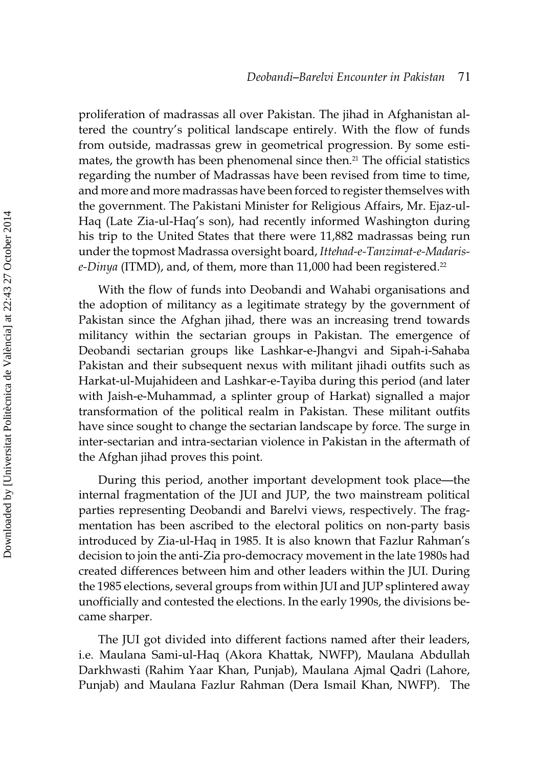proliferation of madrassas all over Pakistan. The jihad in Afghanistan altered the country's political landscape entirely. With the flow of funds from outside, madrassas grew in geometrical progression. By some estimates, the growth has been phenomenal since then.[21] The official statistics regarding the number of Madrassas have been revised from time to time, and more and more madrassas have been forced to register themselves with the government. The Pakistani Minister for Religious Affairs, Mr. Ejaz-ul-Haq (Late Zia-ul-Haq's son), had recently informed Washington during his trip to the United States that there were 11,882 madrassas being run under the topmost Madrassa oversight board, *Ittehad-e-Tanzimat-e-Madaris-e-Dinya* (ITMD), and, of them, more than 11,000 had been registered.[22]

With the flow of funds into Deobandi and Wahabi organisations and the adoption of militancy as a legitimate strategy by the government of Pakistan since the Afghan jihad, there was an increasing trend towards militancy within the sectarian groups in Pakistan. The emergence of Deobandi sectarian groups like Lashkar-e-Jhangvi and Sipah-i-Sahaba Pakistan and their subsequent nexus with militant jihadi outfits such as Harkat-ul-Mujahideen and Lashkar-e-Tayiba during this period (and later with Jaish-e-Muhammad, a splinter group of Harkat) signalled a major transformation of the political realm in Pakistan. These militant outfits have since sought to change the sectarian landscape by force. The surge in inter-sectarian and intra-sectarian violence in Pakistan in the aftermath of the Afghan jihad proves this point.

During this period, another important development took place—the internal fragmentation of the JUI and JUP, the two mainstream political parties representing Deobandi and Barelvi views, respectively. The fragmentation has been ascribed to the electoral politics on non-party basis introduced by Zia-ul-Haq in 1985. It is also known that Fazlur Rahman's decision to join the anti-Zia pro-democracy movement in the late 1980s had created differences between him and other leaders within the JUI. During the 1985 elections, several groups from within JUI and JUP splintered away unofficially and contested the elections. In the early 1990s, the divisions became sharper.

The JUI got divided into different factions named after their leaders, i.e. Maulana Sami-ul-Haq (Akora Khattak, NWFP), Maulana Abdullah Darkhwasti (Rahim Yaar Khan, Punjab), Maulana Ajmal Qadri (Lahore, Punjab) and Maulana Fazlur Rahman (Dera Ismail Khan, NWFP). The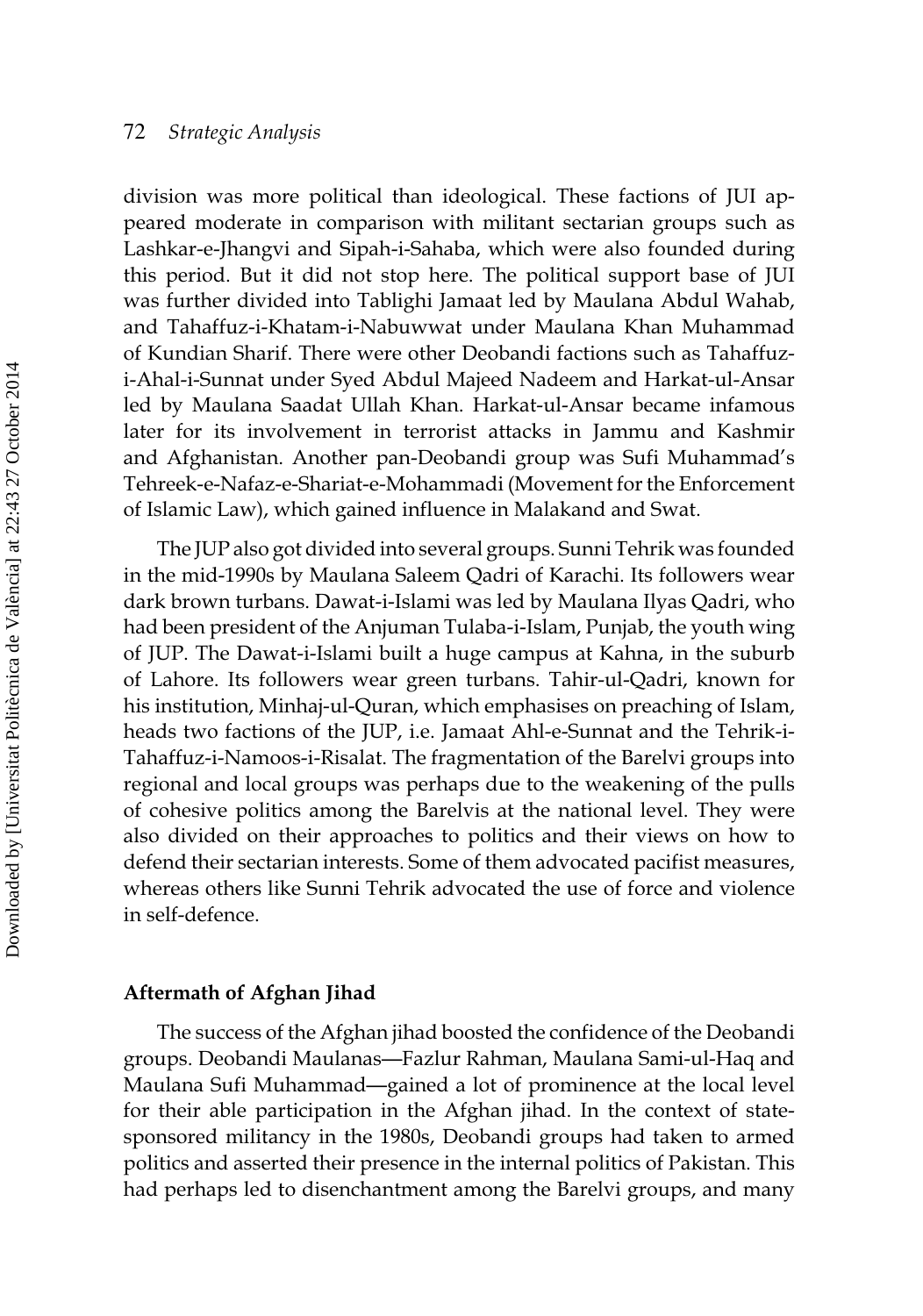division was more political than ideological. These factions of JUI appeared moderate in comparison with militant sectarian groups such as Lashkar-e-Jhangvi and Sipah-i-Sahaba, which were also founded during this period. But it did not stop here. The political support base of JUI was further divided into Tablighi Jamaat led by Maulana Abdul Wahab, and Tahaffuz-i-Khatam-i-Nabuwwat under Maulana Khan Muhammad of Kundian Sharif. There were other Deobandi factions such as Tahaffuz-i-Ahal-i-Sunnat under Syed Abdul Majeed Nadeem and Harkat-ul-Ansar led by Maulana Saadat Ullah Khan. Harkat-ul-Ansar became infamous later for its involvement in terrorist attacks in Jammu and Kashmir and Afghanistan. Another pan-Deobandi group was Sufi Muhammad's Tehreek-e-Nafaz-e-Shariat-e-Mohammadi (Movement for the Enforcement of Islamic Law), which gained influence in Malakand and Swat.

The JUP also got divided into several groups. Sunni Tehrik was founded in the mid-1990s by Maulana Saleem Qadri of Karachi. Its followers wear dark brown turbans. Dawat-i-Islami was led by Maulana Ilyas Qadri, who had been president of the Anjuman Tulaba-i-Islam, Punjab, the youth wing of JUP. The Dawat-i-Islami built a huge campus at Kahna, in the suburb of Lahore. Its followers wear green turbans. Tahir-ul-Qadri, known for his institution, Minhaj-ul-Quran, which emphasises on preaching of Islam, heads two factions of the JUP, i.e. Jamaat Ahl-e-Sunnat and the Tehrik-i-Tahaffuz-i-Namoos-i-Risalat. The fragmentation of the Barelvi groups into regional and local groups was perhaps due to the weakening of the pulls of cohesive politics among the Barelvis at the national level. They were also divided on their approaches to politics and their views on how to defend their sectarian interests. Some of them advocated pacifist measures, whereas others like Sunni Tehrik advocated the use of force and violence in self-defence.

### Aftermath of Afghan Jihad

The success of the Afghan jihad boosted the confidence of the Deobandi groups. Deobandi Maulanas—Fazlur Rahman, Maulana Sami-ul-Haq and Maulana Sufi Muhammad—gained a lot of prominence at the local level for their able participation in the Afghan jihad. In the context of state-sponsored militancy in the 1980s, Deobandi groups had taken to armed politics and asserted their presence in the internal politics of Pakistan. This had perhaps led to disenchantment among the Barelvi groups, and many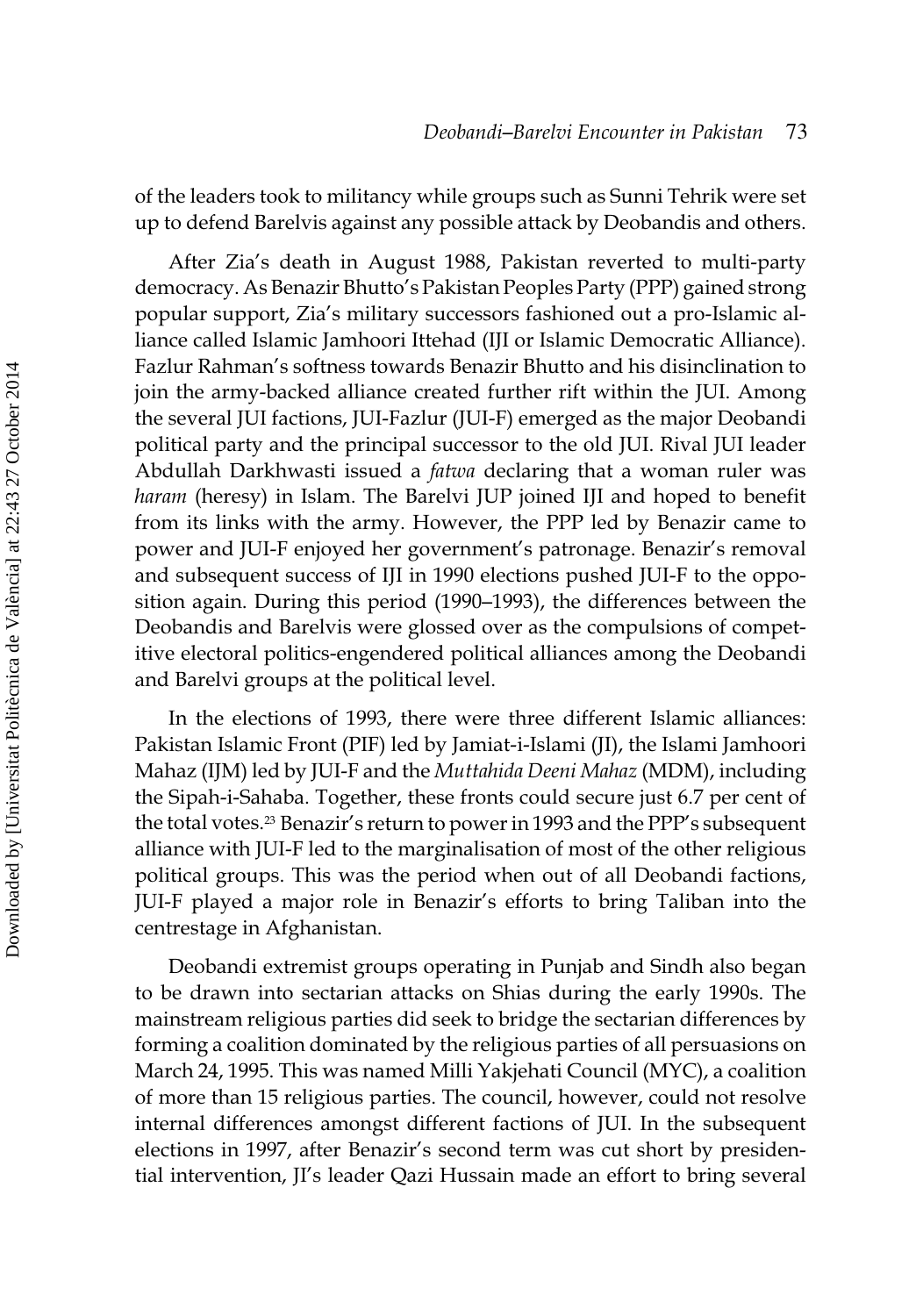of the leaders took to militancy while groups such as Sunni Tehrik were set up to defend Barelvis against any possible attack by Deobandis and others.

After Zia's death in August 1988, Pakistan reverted to multi-party democracy. As Benazir Bhutto's Pakistan Peoples Party (PPP) gained strong popular support, Zia's military successors fashioned out a pro-Islamic alliance called Islamic Jamhoori Ittehad (IJI or Islamic Democratic Alliance). Fazlur Rahman's softness towards Benazir Bhutto and his disinclination to join the army-backed alliance created further rift within the JUI. Among the several JUI factions, JUI-Fazlur (JUI-F) emerged as the major Deobandi political party and the principal successor to the old JUI. Rival JUI leader Abdullah Darkhwasti issued a *fatwa* declaring that a woman ruler was *haram* (heresy) in Islam. The Barelvi JUP joined IJI and hoped to benefit from its links with the army. However, the PPP led by Benazir came to power and JUI-F enjoyed her government's patronage. Benazir's removal and subsequent success of IJI in 1990 elections pushed JUI-F to the opposition again. During this period (1990–1993), the differences between the Deobandis and Barelvis were glossed over as the compulsions of competitive electoral politics-engendered political alliances among the Deobandi and Barelvi groups at the political level.

In the elections of 1993, there were three different Islamic alliances: Pakistan Islamic Front (PIF) led by Jamiat-i-Islami (JI), the Islami Jamhoori Mahaz (IJM) led by JUI-F and the *Muttahida Deeni Mahaz* (MDM), including the Sipah-i-Sahaba. Together, these fronts could secure just 6.7 per cent of the total votes.[23] Benazir's return to power in 1993 and the PPP's subsequent alliance with JUI-F led to the marginalisation of most of the other religious political groups. This was the period when out of all Deobandi factions, JUI-F played a major role in Benazir's efforts to bring Taliban into the centrestage in Afghanistan.

Deobandi extremist groups operating in Punjab and Sindh also began to be drawn into sectarian attacks on Shias during the early 1990s. The mainstream religious parties did seek to bridge the sectarian differences by forming a coalition dominated by the religious parties of all persuasions on March 24, 1995. This was named Milli Yakjehati Council (MYC), a coalition of more than 15 religious parties. The council, however, could not resolve internal differences amongst different factions of JUI. In the subsequent elections in 1997, after Benazir's second term was cut short by presidential intervention, JI's leader Qazi Hussain made an effort to bring several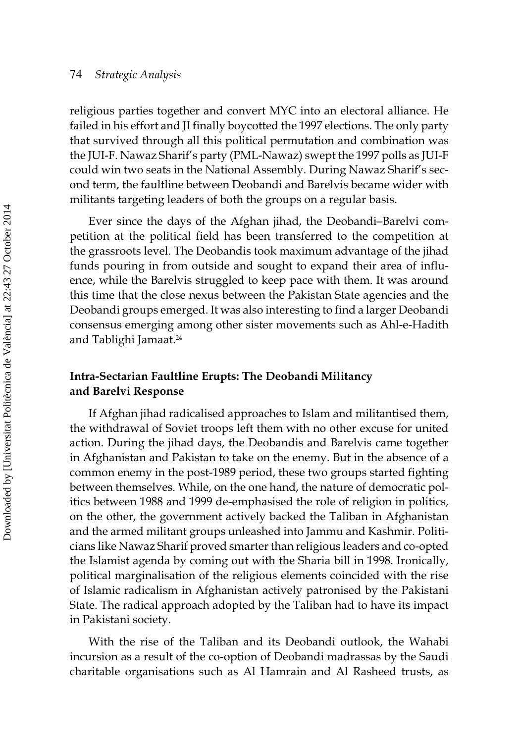religious parties together and convert MYC into an electoral alliance. He failed in his effort and JI finally boycotted the 1997 elections. The only party that survived through all this political permutation and combination was the JUI-F. Nawaz Sharif's party (PML-Nawaz) swept the 1997 polls as JUI-F could win two seats in the National Assembly. During Nawaz Sharif's second term, the faultline between Deobandi and Barelvis became wider with militants targeting leaders of both the groups on a regular basis.

Ever since the days of the Afghan jihad, the Deobandi–Barelvi competition at the political field has been transferred to the competition at the grassroots level. The Deobandis took maximum advantage of the jihad funds pouring in from outside and sought to expand their area of influence, while the Barelvis struggled to keep pace with them. It was around this time that the close nexus between the Pakistan State agencies and the Deobandi groups emerged. It was also interesting to find a larger Deobandi consensus emerging among other sister movements such as Ahl-e-Hadith and Tablighi Jamaat.[24]

### Intra-Sectarian Faultline Erupts: The Deobandi Militancy and Barelvi Response

If Afghan jihad radicalised approaches to Islam and militantised them, the withdrawal of Soviet troops left them with no other excuse for united action. During the jihad days, the Deobandis and Barelvis came together in Afghanistan and Pakistan to take on the enemy. But in the absence of a common enemy in the post-1989 period, these two groups started fighting between themselves. While, on the one hand, the nature of democratic politics between 1988 and 1999 de-emphasised the role of religion in politics, on the other, the government actively backed the Taliban in Afghanistan and the armed militant groups unleashed into Jammu and Kashmir. Politicians like Nawaz Sharif proved smarter than religious leaders and co-opted the Islamist agenda by coming out with the Sharia bill in 1998. Ironically, political marginalisation of the religious elements coincided with the rise of Islamic radicalism in Afghanistan actively patronised by the Pakistani State. The radical approach adopted by the Taliban had to have its impact in Pakistani society.

With the rise of the Taliban and its Deobandi outlook, the Wahabi incursion as a result of the co-option of Deobandi madrassas by the Saudi charitable organisations such as Al Hamrain and Al Rasheed trusts, as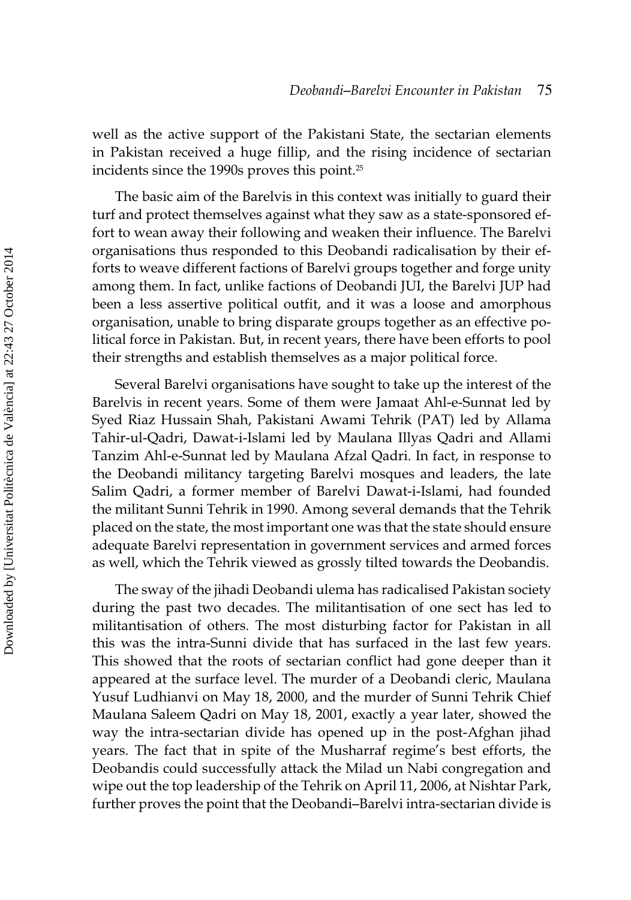well as the active support of the Pakistani State, the sectarian elements in Pakistan received a huge fillip, and the rising incidence of sectarian incidents since the 1990s proves this point.[25]

The basic aim of the Barelvis in this context was initially to guard their turf and protect themselves against what they saw as a state-sponsored effort to wean away their following and weaken their influence. The Barelvi organisations thus responded to this Deobandi radicalisation by their efforts to weave different factions of Barelvi groups together and forge unity among them. In fact, unlike factions of Deobandi JUI, the Barelvi JUP had been a less assertive political outfit, and it was a loose and amorphous organisation, unable to bring disparate groups together as an effective political force in Pakistan. But, in recent years, there have been efforts to pool their strengths and establish themselves as a major political force.

Several Barelvi organisations have sought to take up the interest of the Barelvis in recent years. Some of them were Jamaat Ahl-e-Sunnat led by Syed Riaz Hussain Shah, Pakistani Awami Tehrik (PAT) led by Allama Tahir-ul-Qadri, Dawat-i-Islami led by Maulana Illyas Qadri and Allami Tanzim Ahl-e-Sunnat led by Maulana Afzal Qadri. In fact, in response to the Deobandi militancy targeting Barelvi mosques and leaders, the late Salim Qadri, a former member of Barelvi Dawat-i-Islami, had founded the militant Sunni Tehrik in 1990. Among several demands that the Tehrik placed on the state, the most important one was that the state should ensure adequate Barelvi representation in government services and armed forces as well, which the Tehrik viewed as grossly tilted towards the Deobandis.

The sway of the jihadi Deobandi ulema has radicalised Pakistan society during the past two decades. The militantisation of one sect has led to militantisation of others. The most disturbing factor for Pakistan in all this was the intra-Sunni divide that has surfaced in the last few years. This showed that the roots of sectarian conflict had gone deeper than it appeared at the surface level. The murder of a Deobandi cleric, Maulana Yusuf Ludhianvi on May 18, 2000, and the murder of Sunni Tehrik Chief Maulana Saleem Qadri on May 18, 2001, exactly a year later, showed the way the intra-sectarian divide has opened up in the post-Afghan jihad years. The fact that in spite of the Musharraf regime's best efforts, the Deobandis could successfully attack the Milad un Nabi congregation and wipe out the top leadership of the Tehrik on April 11, 2006, at Nishtar Park, further proves the point that the Deobandi–Barelvi intra-sectarian divide is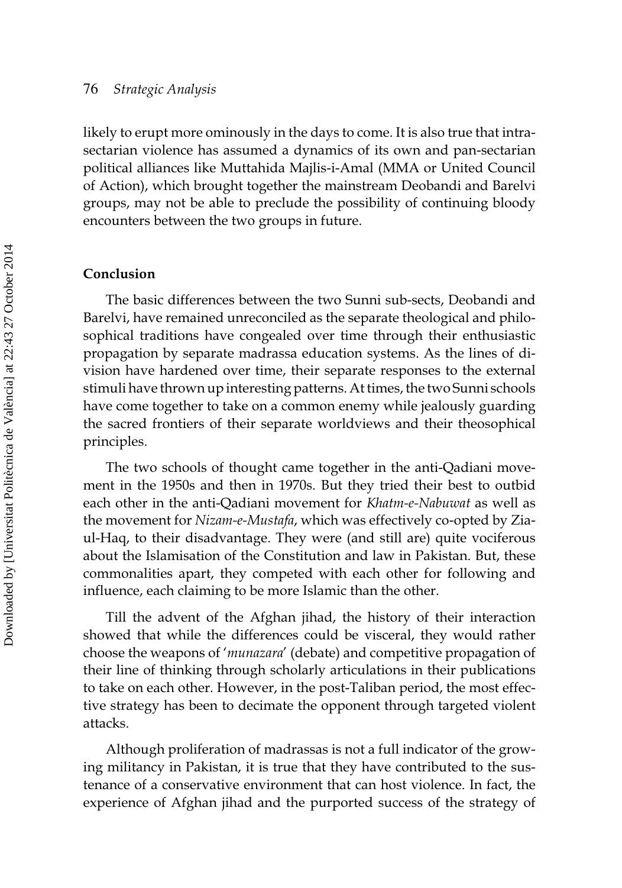likely to erupt more ominously in the days to come. It is also true that intra-sectarian violence has assumed a dynamics of its own and pan-sectarian political alliances like Muttahida Majlis-i-Amal (MMA or United Council of Action), which brought together the mainstream Deobandi and Barelvi groups, may not be able to preclude the possibility of continuing bloody encounters between the two groups in future.

## Conclusion

The basic differences between the two Sunni sub-sects, Deobandi and Barelvi, have remained unreconciled as the separate theological and philosophical traditions have congealed over time through their enthusiastic propagation by separate madrassa education systems. As the lines of division have hardened over time, their separate responses to the external stimuli have thrown up interesting patterns. At times, the two Sunni schools have come together to take on a common enemy while jealously guarding the sacred frontiers of their separate worldviews and their theosophical principles.

The two schools of thought came together in the anti-Qadiani movement in the 1950s and then in 1970s. But they tried their best to outbid each other in the anti-Qadiani movement for *Khatm-e-Nabuwat* as well as the movement for *Nizam-e-Mustafa*, which was effectively co-opted by Zia-ul-Haq, to their disadvantage. They were (and still are) quite vociferous about the Islamisation of the Constitution and law in Pakistan. But, these commonalities apart, they competed with each other for following and influence, each claiming to be more Islamic than the other.

Till the advent of the Afghan jihad, the history of their interaction showed that while the differences could be visceral, they would rather choose the weapons of '*munazara*' (debate) and competitive propagation of their line of thinking through scholarly articulations in their publications to take on each other. However, in the post-Taliban period, the most effective strategy has been to decimate the opponent through targeted violent attacks.

Although proliferation of madrassas is not a full indicator of the growing militancy in Pakistan, it is true that they have contributed to the sustenance of a conservative environment that can host violence. In fact, the experience of Afghan jihad and the purported success of the strategy of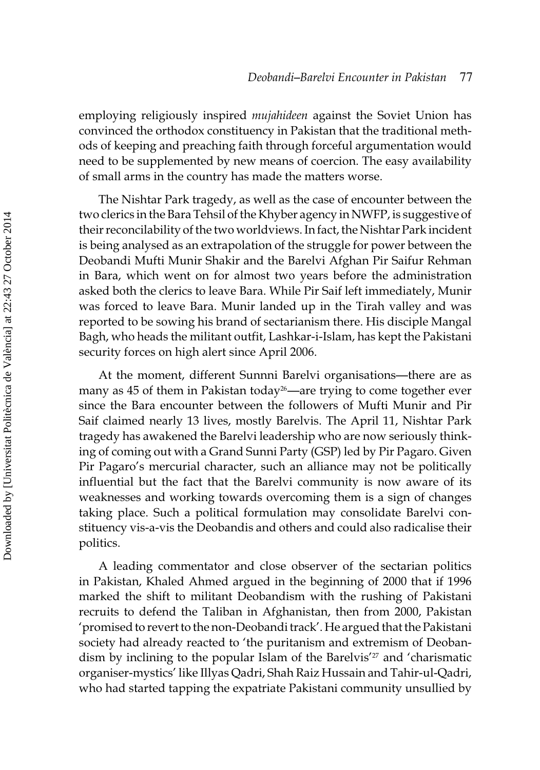employing religiously inspired *mujahideen* against the Soviet Union has convinced the orthodox constituency in Pakistan that the traditional methods of keeping and preaching faith through forceful argumentation would need to be supplemented by new means of coercion. The easy availability of small arms in the country has made the matters worse.

The Nishtar Park tragedy, as well as the case of encounter between the two clerics in the Bara Tehsil of the Khyber agency in NWFP, is suggestive of their reconcilability of the two worldviews. In fact, the Nishtar Park incident is being analysed as an extrapolation of the struggle for power between the Deobandi Mufti Munir Shakir and the Barelvi Afghan Pir Saifur Rehman in Bara, which went on for almost two years before the administration asked both the clerics to leave Bara. While Pir Saif left immediately, Munir was forced to leave Bara. Munir landed up in the Tirah valley and was reported to be sowing his brand of sectarianism there. His disciple Mangal Bagh, who heads the militant outfit, Lashkar-i-Islam, has kept the Pakistani security forces on high alert since April 2006.

At the moment, different Sunnni Barelvi organisations—there are as many as 45 of them in Pakistan today[26]—are trying to come together ever since the Bara encounter between the followers of Mufti Munir and Pir Saif claimed nearly 13 lives, mostly Barelvis. The April 11, Nishtar Park tragedy has awakened the Barelvi leadership who are now seriously thinking of coming out with a Grand Sunni Party (GSP) led by Pir Pagaro. Given Pir Pagaro's mercurial character, such an alliance may not be politically influential but the fact that the Barelvi community is now aware of its weaknesses and working towards overcoming them is a sign of changes taking place. Such a political formulation may consolidate Barelvi constituency vis-a-vis the Deobandis and others and could also radicalise their politics.

A leading commentator and close observer of the sectarian politics in Pakistan, Khaled Ahmed argued in the beginning of 2000 that if 1996 marked the shift to militant Deobandism with the rushing of Pakistani recruits to defend the Taliban in Afghanistan, then from 2000, Pakistan 'promised to revert to the non-Deobandi track'. He argued that the Pakistani society had already reacted to 'the puritanism and extremism of Deobandism by inclining to the popular Islam of the Barelvis'[27] and 'charismatic organiser-mystics' like Illyas Qadri, Shah Raiz Hussain and Tahir-ul-Qadri, who had started tapping the expatriate Pakistani community unsullied by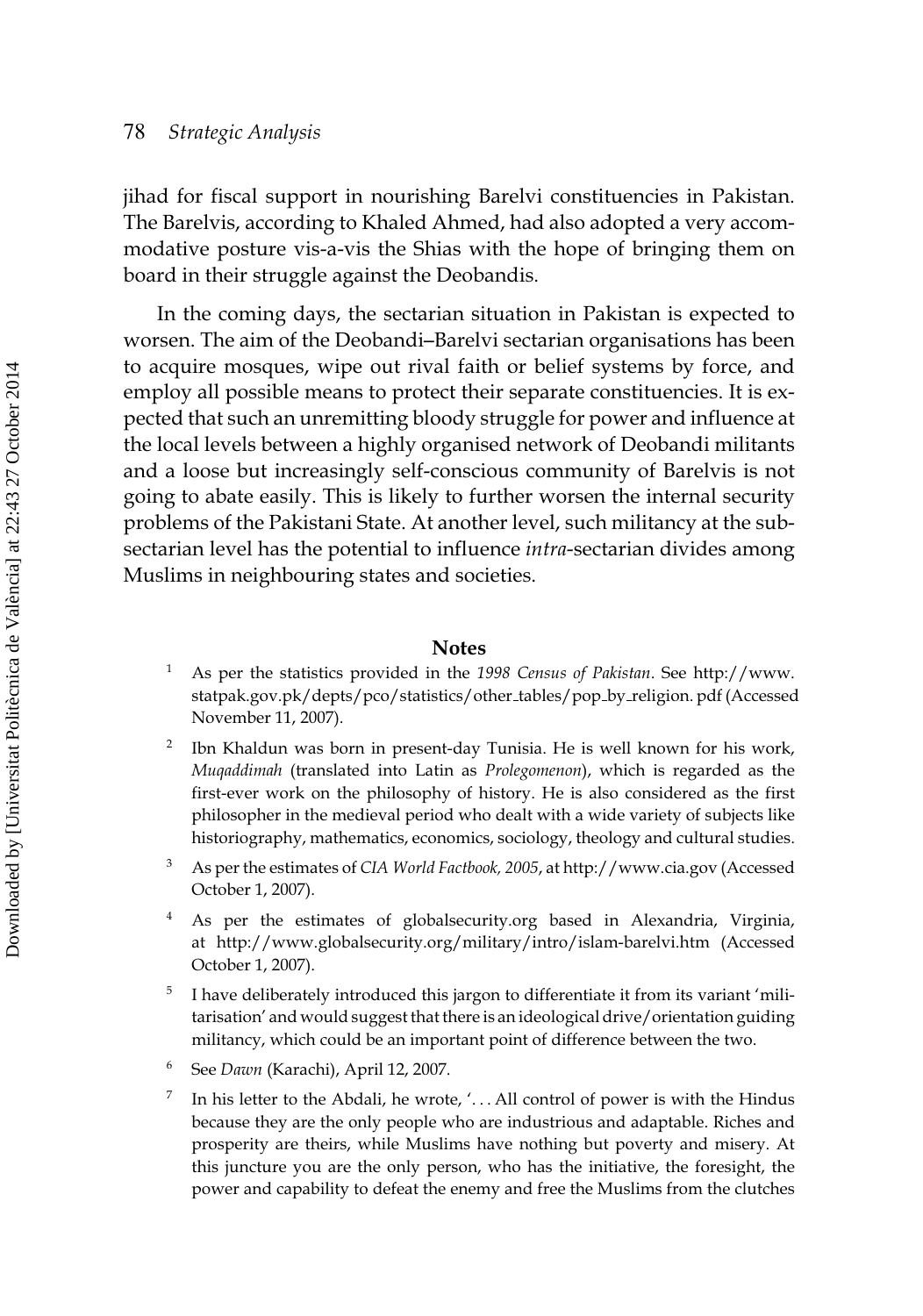jihad for fiscal support in nourishing Barelvi constituencies in Pakistan. The Barelvis, according to Khaled Ahmed, had also adopted a very accommodative posture vis-a-vis the Shias with the hope of bringing them on board in their struggle against the Deobandis.

In the coming days, the sectarian situation in Pakistan is expected to worsen. The aim of the Deobandi–Barelvi sectarian organisations has been to acquire mosques, wipe out rival faith or belief systems by force, and employ all possible means to protect their separate constituencies. It is expected that such an unremitting bloody struggle for power and influence at the local levels between a highly organised network of Deobandi militants and a loose but increasingly self-conscious community of Barelvis is not going to abate easily. This is likely to further worsen the internal security problems of the Pakistani State. At another level, such militancy at the sub-sectarian level has the potential to influence *intra*-sectarian divides among Muslims in neighbouring states and societies.

## Notes

[1] As per the statistics provided in the *1998 Census of Pakistan*. See http://www.statpak.gov.pk/depts/pco/statistics/other_tables/pop_by_religion. pdf (Accessed November 11, 2007).

[2] Ibn Khaldun was born in present-day Tunisia. He is well known for his work, *Muqaddimah* (translated into Latin as *Prolegomenon*), which is regarded as the first-ever work on the philosophy of history. He is also considered as the first philosopher in the medieval period who dealt with a wide variety of subjects like historiography, mathematics, economics, sociology, theology and cultural studies.

[3] As per the estimates of *CIA World Factbook, 2005*, at http://www.cia.gov (Accessed October 1, 2007).

[4] As per the estimates of globalsecurity.org based in Alexandria, Virginia, at http://www.globalsecurity.org/military/intro/islam-barelvi.htm (Accessed October 1, 2007).

[5] I have deliberately introduced this jargon to differentiate it from its variant 'militarisation' and would suggest that there is an ideological drive/orientation guiding militancy, which could be an important point of difference between the two.

[6] See *Dawn* (Karachi), April 12, 2007.

[7] In his letter to the Abdali, he wrote, '. . . All control of power is with the Hindus because they are the only people who are industrious and adaptable. Riches and prosperity are theirs, while Muslims have nothing but poverty and misery. At this juncture you are the only person, who has the initiative, the foresight, the power and capability to defeat the enemy and free the Muslims from the clutches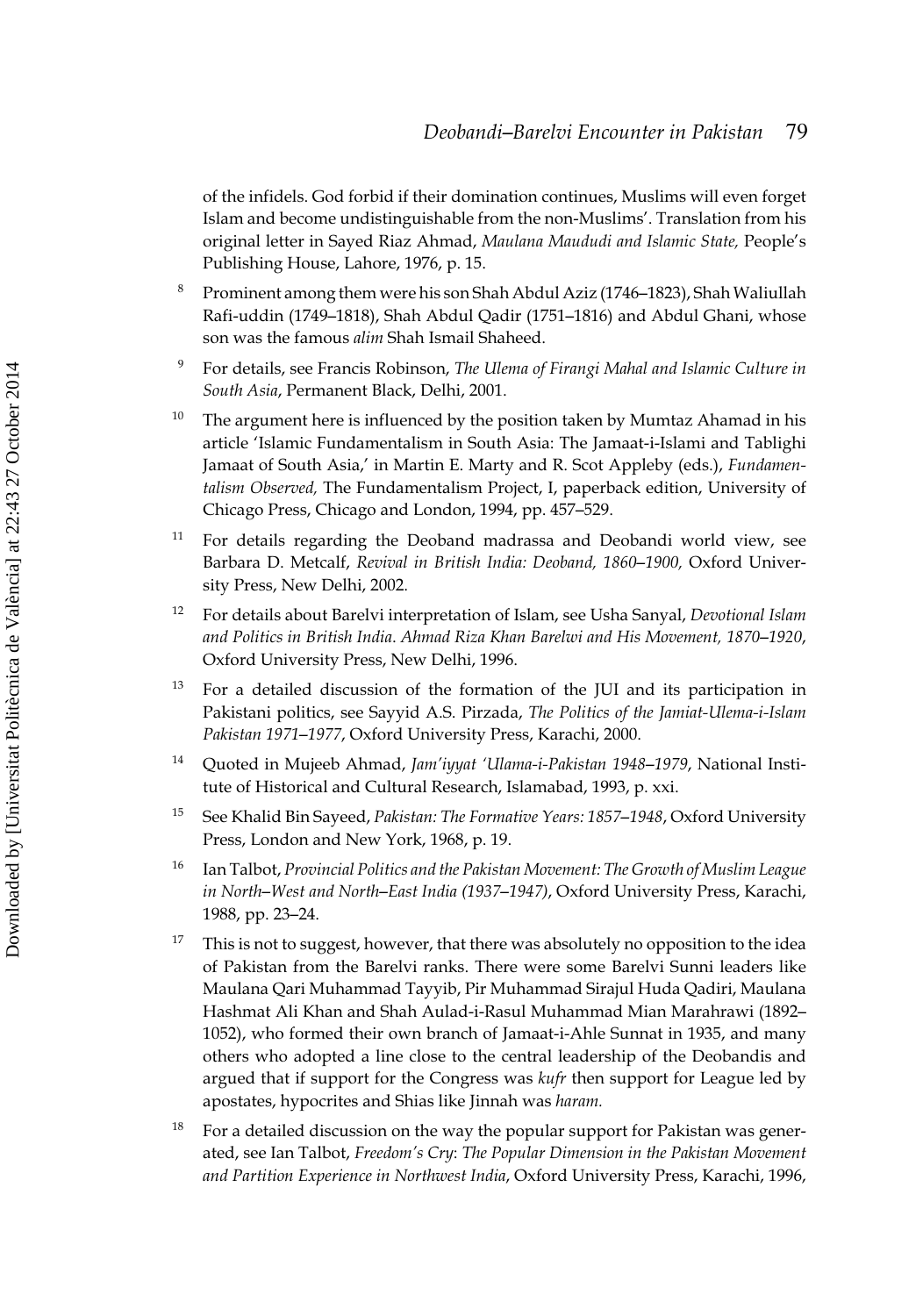of the infidels. God forbid if their domination continues, Muslims will even forget Islam and become undistinguishable from the non-Muslims'. Translation from his original letter in Sayed Riaz Ahmad, *Maulana Maududi and Islamic State,* People's Publishing House, Lahore, 1976, p. 15.

8. Prominent among them were his son Shah Abdul Aziz (1746–1823), Shah Waliullah Rafi-uddin (1749–1818), Shah Abdul Qadir (1751–1816) and Abdul Ghani, whose son was the famous *alim* Shah Ismail Shaheed.

9. For details, see Francis Robinson, *The Ulema of Firangi Mahal and Islamic Culture in South Asia*, Permanent Black, Delhi, 2001.

10. The argument here is influenced by the position taken by Mumtaz Ahamad in his article 'Islamic Fundamentalism in South Asia: The Jamaat-i-Islami and Tablighi Jamaat of South Asia,' in Martin E. Marty and R. Scot Appleby (eds.), *Fundamentalism Observed,* The Fundamentalism Project, I, paperback edition, University of Chicago Press, Chicago and London, 1994, pp. 457–529.

11. For details regarding the Deoband madrassa and Deobandi world view, see Barbara D. Metcalf, *Revival in British India: Deoband, 1860–1900,* Oxford University Press, New Delhi, 2002.

12. For details about Barelvi interpretation of Islam, see Usha Sanyal, *Devotional Islam and Politics in British India. Ahmad Riza Khan Barelwi and His Movement, 1870–1920*, Oxford University Press, New Delhi, 1996.

13. For a detailed discussion of the formation of the JUI and its participation in Pakistani politics, see Sayyid A.S. Pirzada, *The Politics of the Jamiat-Ulema-i-Islam Pakistan 1971–1977*, Oxford University Press, Karachi, 2000.

14. Quoted in Mujeeb Ahmad, *Jam'iyyat 'Ulama-i-Pakistan 1948–1979*, National Institute of Historical and Cultural Research, Islamabad, 1993, p. xxi.

15. See Khalid Bin Sayeed, *Pakistan: The Formative Years: 1857–1948*, Oxford University Press, London and New York, 1968, p. 19.

16. Ian Talbot, *Provincial Politics and the Pakistan Movement: The Growth of Muslim League in North–West and North–East India (1937–1947)*, Oxford University Press, Karachi, 1988, pp. 23–24.

17. This is not to suggest, however, that there was absolutely no opposition to the idea of Pakistan from the Barelvi ranks. There were some Barelvi Sunni leaders like Maulana Qari Muhammad Tayyib, Pir Muhammad Sirajul Huda Qadiri, Maulana Hashmat Ali Khan and Shah Aulad-i-Rasul Muhammad Mian Marahrawi (1892–1052), who formed their own branch of Jamaat-i-Ahle Sunnat in 1935, and many others who adopted a line close to the central leadership of the Deobandis and argued that if support for the Congress was *kufr* then support for League led by apostates, hypocrites and Shias like Jinnah was *haram*.

18. For a detailed discussion on the way the popular support for Pakistan was generated, see Ian Talbot, *Freedom's Cry*: *The Popular Dimension in the Pakistan Movement and Partition Experience in Northwest India*, Oxford University Press, Karachi, 1996,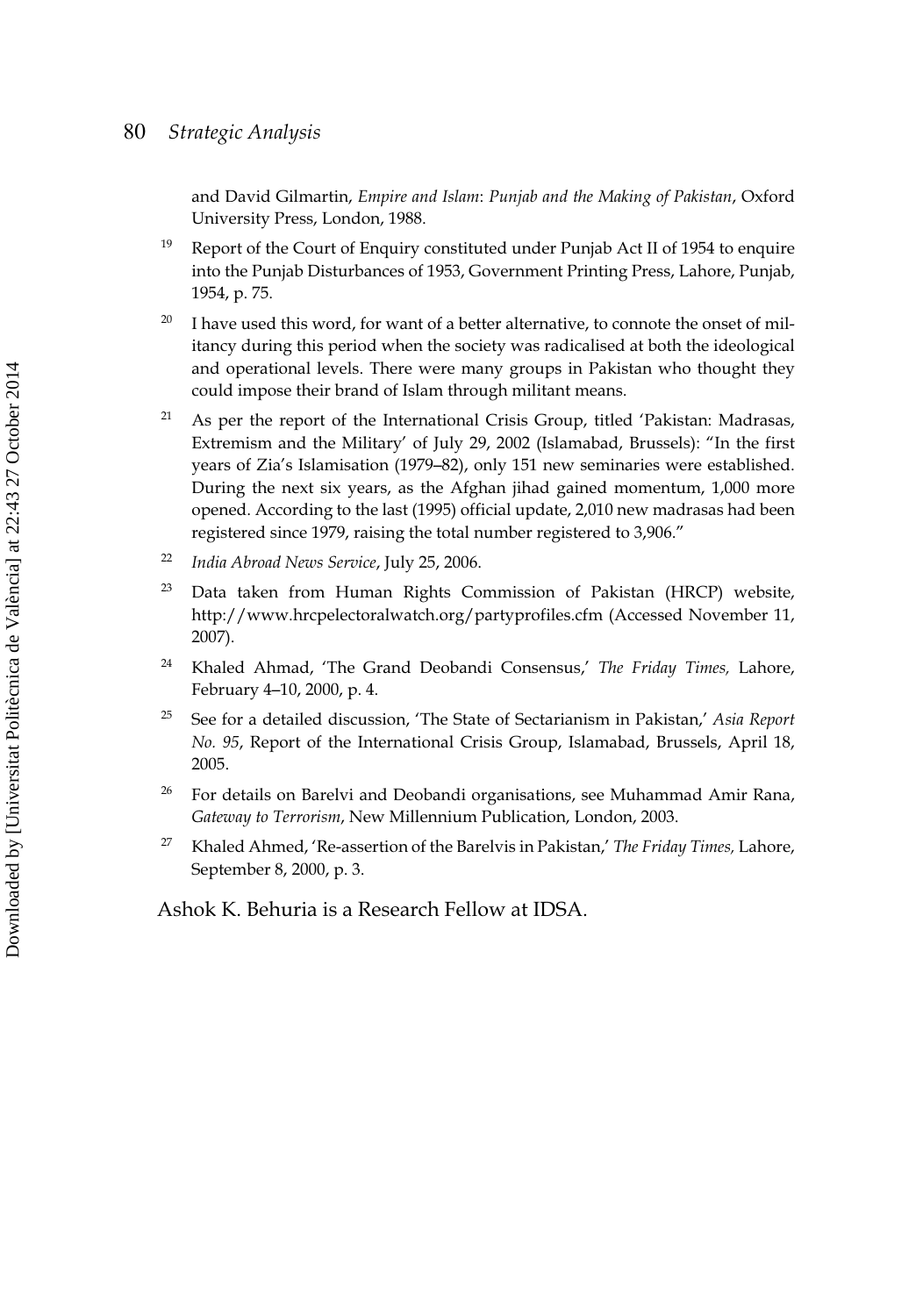and David Gilmartin, *Empire and Islam*: *Punjab and the Making of Pakistan*, Oxford University Press, London, 1988.

[19] Report of the Court of Enquiry constituted under Punjab Act II of 1954 to enquire into the Punjab Disturbances of 1953, Government Printing Press, Lahore, Punjab, 1954, p. 75.

[20] I have used this word, for want of a better alternative, to connote the onset of militancy during this period when the society was radicalised at both the ideological and operational levels. There were many groups in Pakistan who thought they could impose their brand of Islam through militant means.

[21] As per the report of the International Crisis Group, titled 'Pakistan: Madrasas, Extremism and the Military' of July 29, 2002 (Islamabad, Brussels): "In the first years of Zia's Islamisation (1979–82), only 151 new seminaries were established. During the next six years, as the Afghan jihad gained momentum, 1,000 more opened. According to the last (1995) official update, 2,010 new madrasas had been registered since 1979, raising the total number registered to 3,906."

[22] *India Abroad News Service*, July 25, 2006.

[23] Data taken from Human Rights Commission of Pakistan (HRCP) website, http://www.hrcpelectoralwatch.org/partyprofiles.cfm (Accessed November 11, 2007).

[24] Khaled Ahmad, 'The Grand Deobandi Consensus,' *The Friday Times,* Lahore, February 4–10, 2000, p. 4.

[25] See for a detailed discussion, 'The State of Sectarianism in Pakistan,' *Asia Report No. 95*, Report of the International Crisis Group, Islamabad, Brussels, April 18, 2005.

[26] For details on Barelvi and Deobandi organisations, see Muhammad Amir Rana, *Gateway to Terrorism*, New Millennium Publication, London, 2003.

[27] Khaled Ahmed, 'Re-assertion of the Barelvis in Pakistan,' *The Friday Times,* Lahore, September 8, 2000, p. 3.

Ashok K. Behuria is a Research Fellow at IDSA.